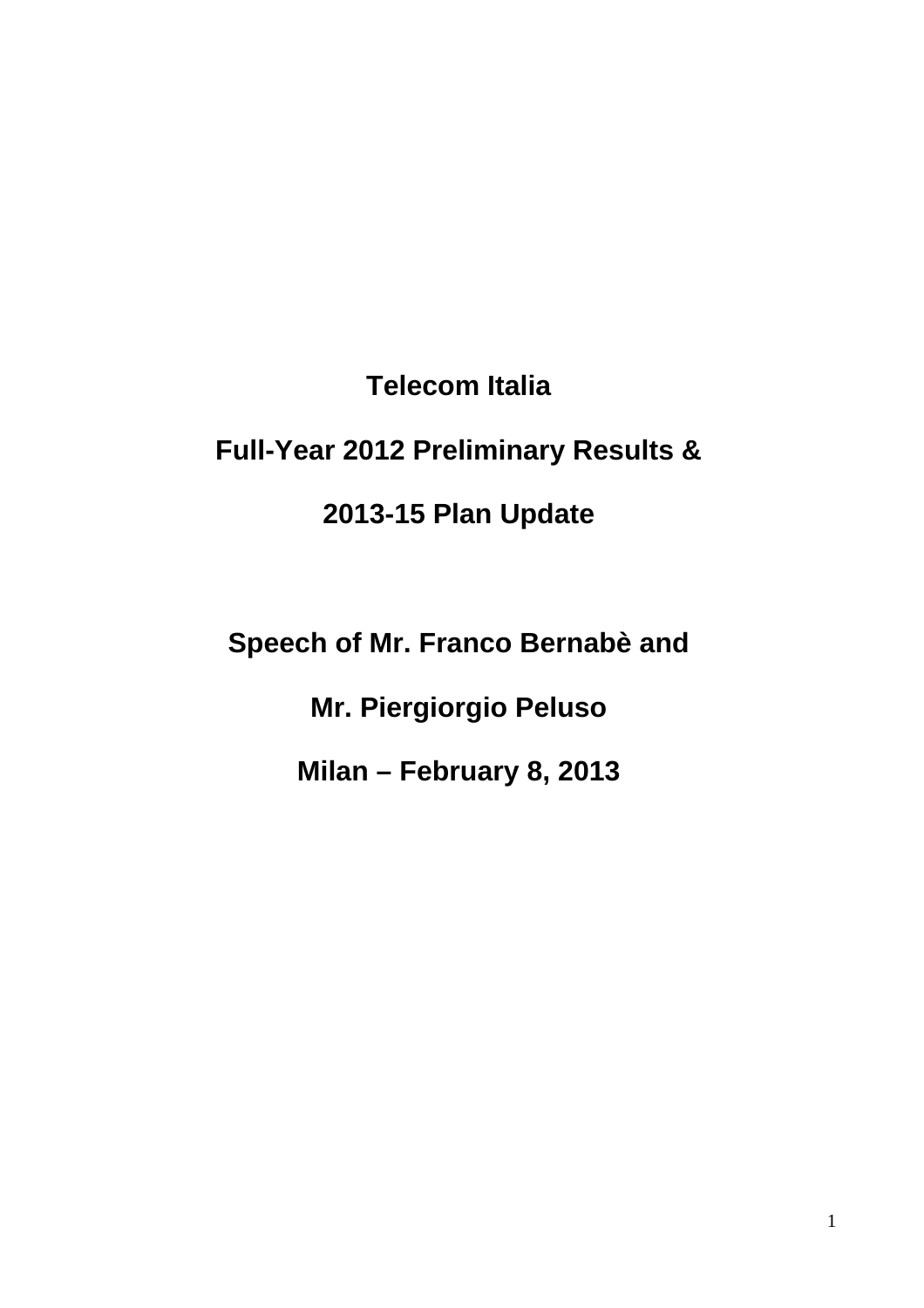# Telecom Italia

## Full-Year 2012 Preliminary Results &

## 2013-15 Plan Update

## Speech of Mr. Franco Bernabè and

## Mr. Piergiorgio Peluso

## Milan – February 8, 2013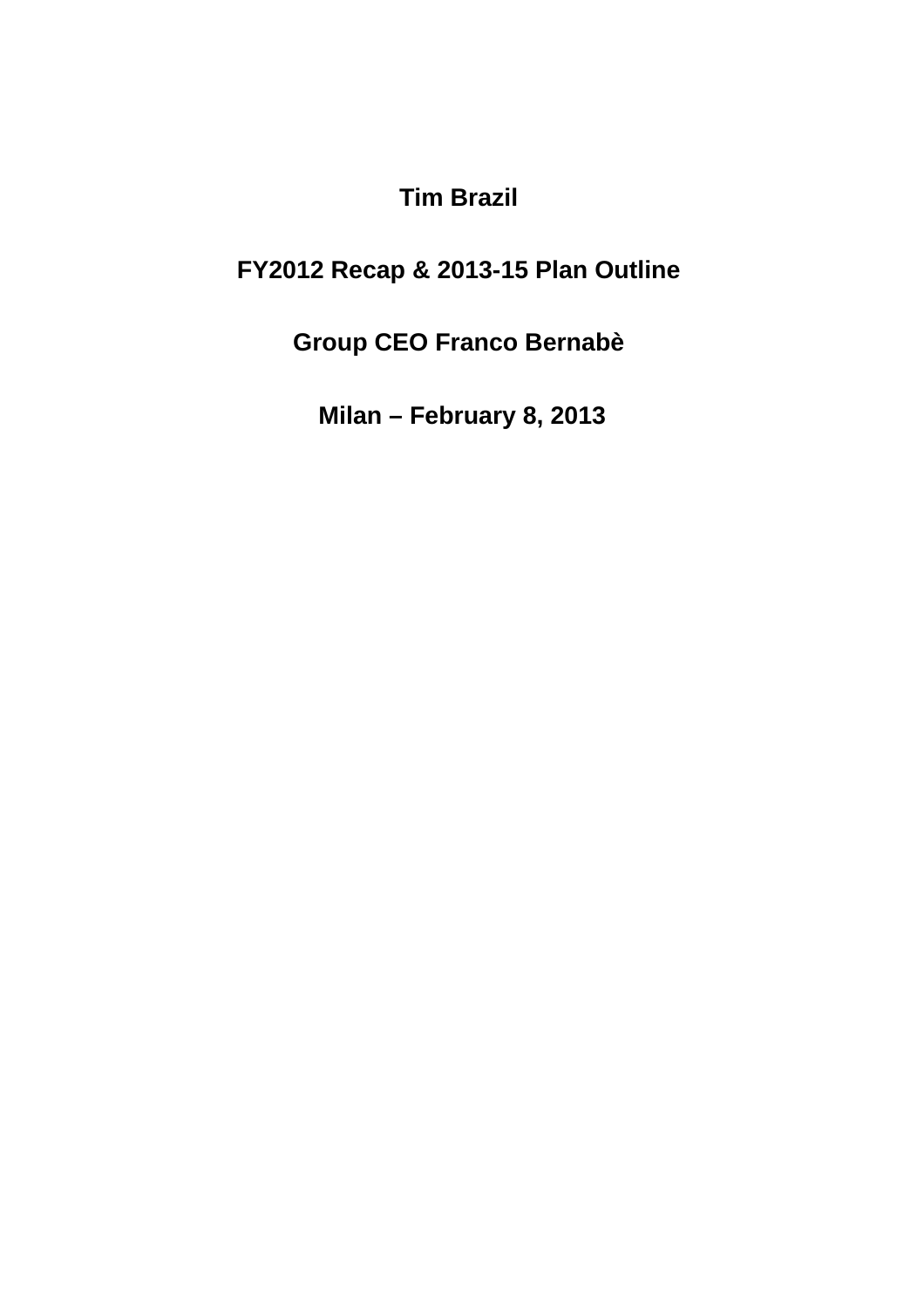# Tim Brazil

## FY2012 Recap & 2013-15 Plan Outline

## Group CEO Franco Bernabè

## Milan – February 8, 2013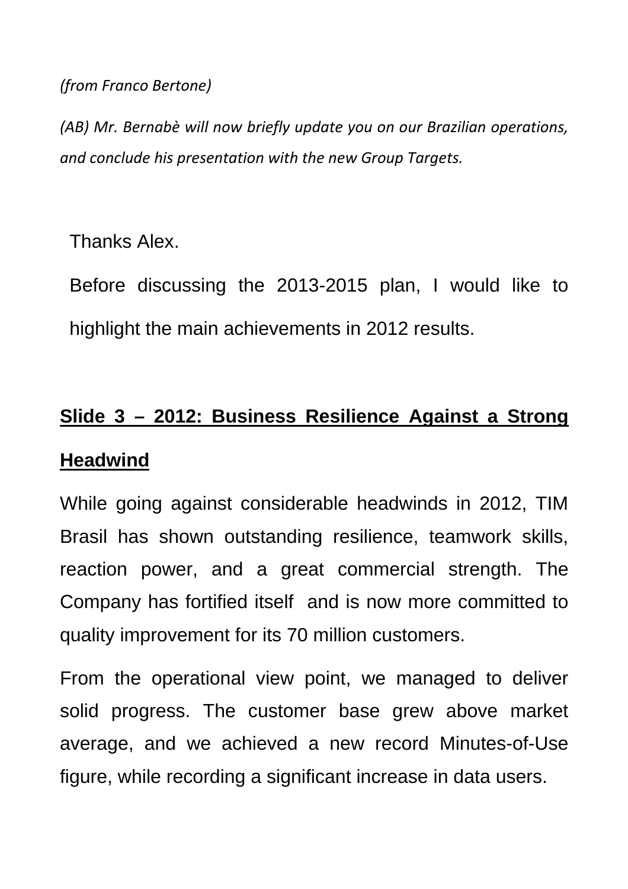*(from Franco Bertone)*

*(AB) Mr. Bernabè will now briefly update you on our Brazilian operations, and conclude his presentation with the new Group Targets.*

Thanks Alex.

Before discussing the 2013-2015 plan, I would like to highlight the main achievements in 2012 results.

## Slide 3 – 2012: Business Resilience Against a Strong Headwind

While going against considerable headwinds in 2012, TIM Brasil has shown outstanding resilience, teamwork skills, reaction power, and a great commercial strength. The Company has fortified itself  and is now more committed to quality improvement for its 70 million customers.

From the operational view point, we managed to deliver solid progress. The customer base grew above market average, and we achieved a new record Minutes-of-Use figure, while recording a significant increase in data users.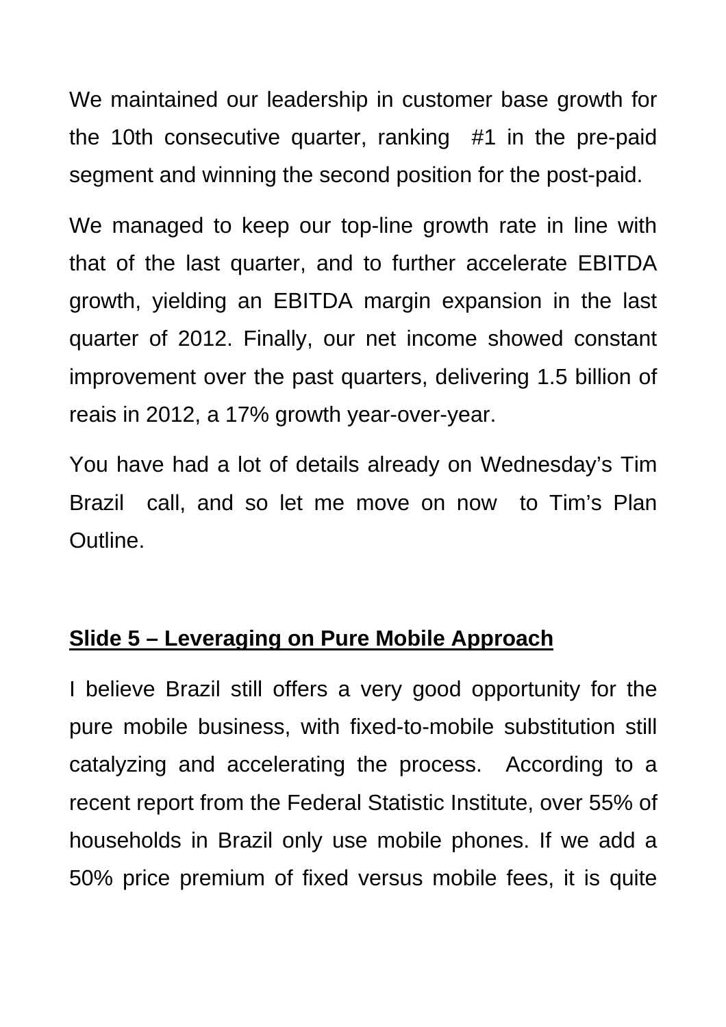We maintained our leadership in customer base growth for the 10th consecutive quarter, ranking #1 in the pre-paid segment and winning the second position for the post-paid.

We managed to keep our top-line growth rate in line with that of the last quarter, and to further accelerate EBITDA growth, yielding an EBITDA margin expansion in the last quarter of 2012. Finally, our net income showed constant improvement over the past quarters, delivering 1.5 billion of reais in 2012, a 17% growth year-over-year.

You have had a lot of details already on Wednesday's Tim Brazil call, and so let me move on now to Tim's Plan Outline.

**<u>Slide 5 – Leveraging on Pure Mobile Approach</u>**

I believe Brazil still offers a very good opportunity for the pure mobile business, with fixed-to-mobile substitution still catalyzing and accelerating the process. According to a recent report from the Federal Statistic Institute, over 55% of households in Brazil only use mobile phones. If we add a 50% price premium of fixed versus mobile fees, it is quite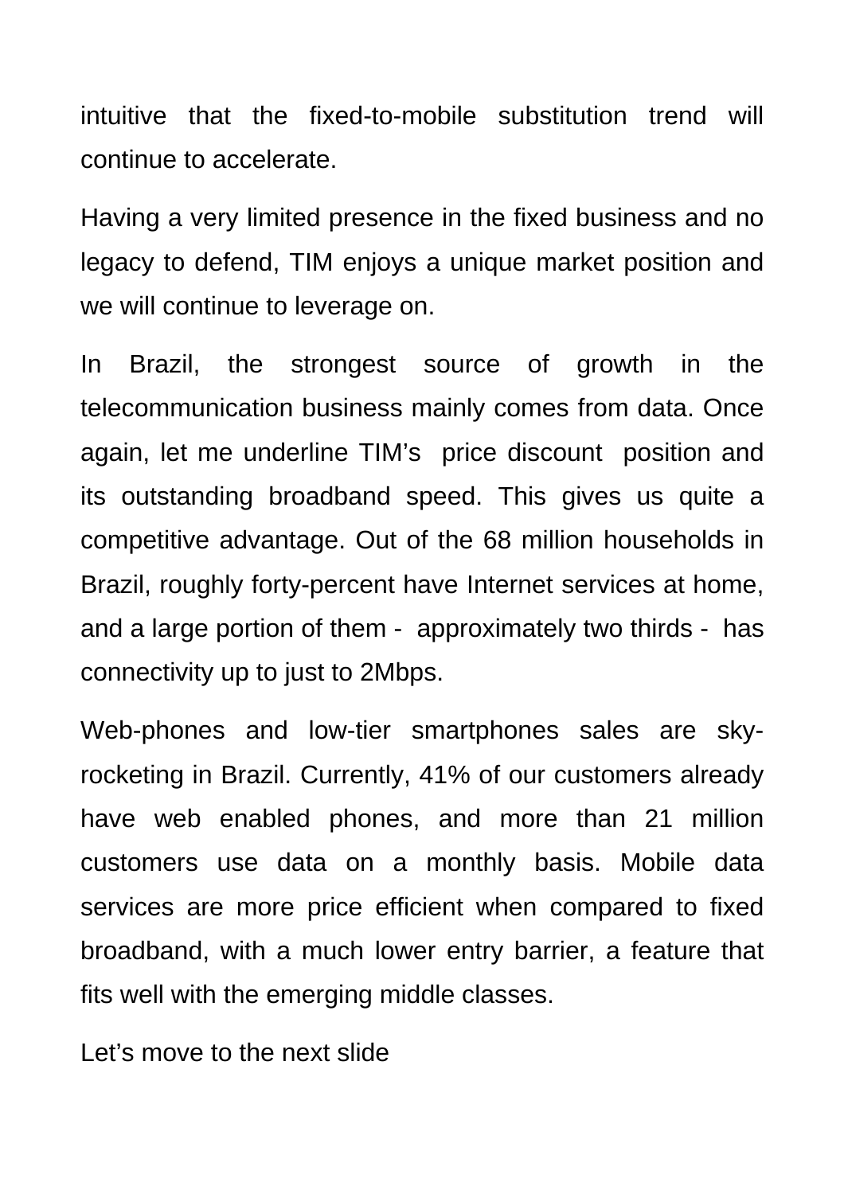intuitive that the fixed-to-mobile substitution trend will continue to accelerate.

Having a very limited presence in the fixed business and no legacy to defend, TIM enjoys a unique market position and we will continue to leverage on.

In Brazil, the strongest source of growth in the telecommunication business mainly comes from data. Once again, let me underline TIM's price discount position and its outstanding broadband speed. This gives us quite a competitive advantage. Out of the 68 million households in Brazil, roughly forty-percent have Internet services at home, and a large portion of them - approximately two thirds - has connectivity up to just to 2Mbps.

Web-phones and low-tier smartphones sales are sky-rocketing in Brazil. Currently, 41% of our customers already have web enabled phones, and more than 21 million customers use data on a monthly basis. Mobile data services are more price efficient when compared to fixed broadband, with a much lower entry barrier, a feature that fits well with the emerging middle classes.

Let's move to the next slide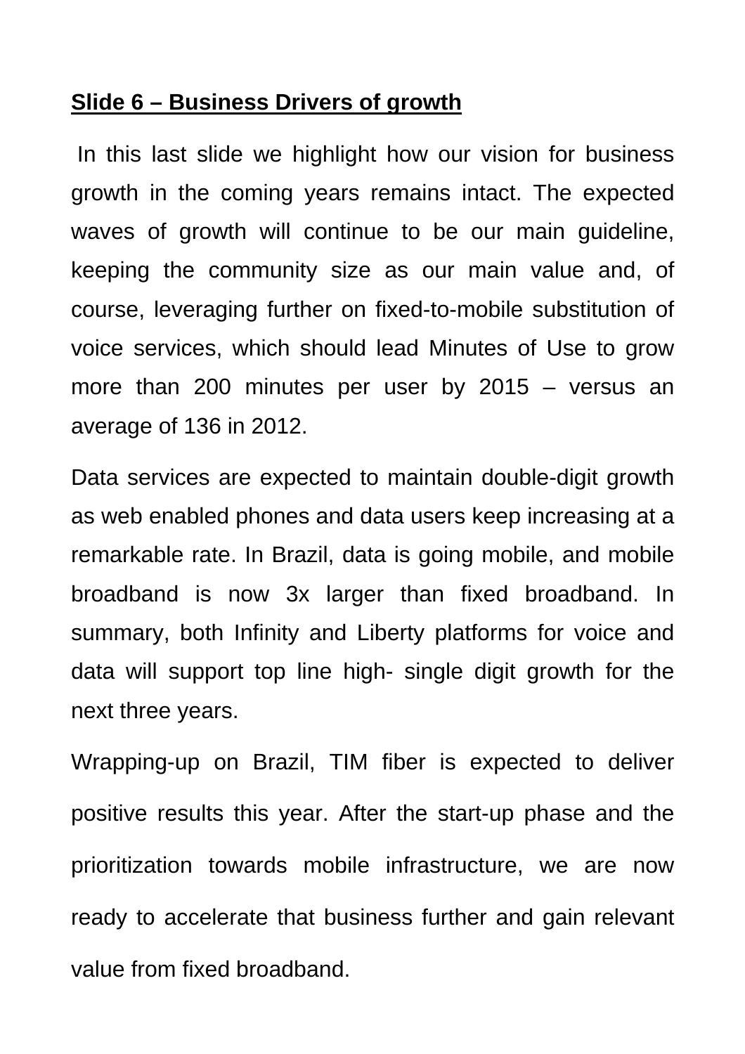**<u>Slide 6 – Business Drivers of growth</u>**

In this last slide we highlight how our vision for business growth in the coming years remains intact. The expected waves of growth will continue to be our main guideline, keeping the community size as our main value and, of course, leveraging further on fixed-to-mobile substitution of voice services, which should lead Minutes of Use to grow more than 200 minutes per user by 2015 – versus an average of 136 in 2012.

Data services are expected to maintain double-digit growth as web enabled phones and data users keep increasing at a remarkable rate. In Brazil, data is going mobile, and mobile broadband is now 3x larger than fixed broadband. In summary, both Infinity and Liberty platforms for voice and data will support top line high- single digit growth for the next three years.

Wrapping-up on Brazil, TIM fiber is expected to deliver positive results this year. After the start-up phase and the prioritization towards mobile infrastructure, we are now ready to accelerate that business further and gain relevant value from fixed broadband.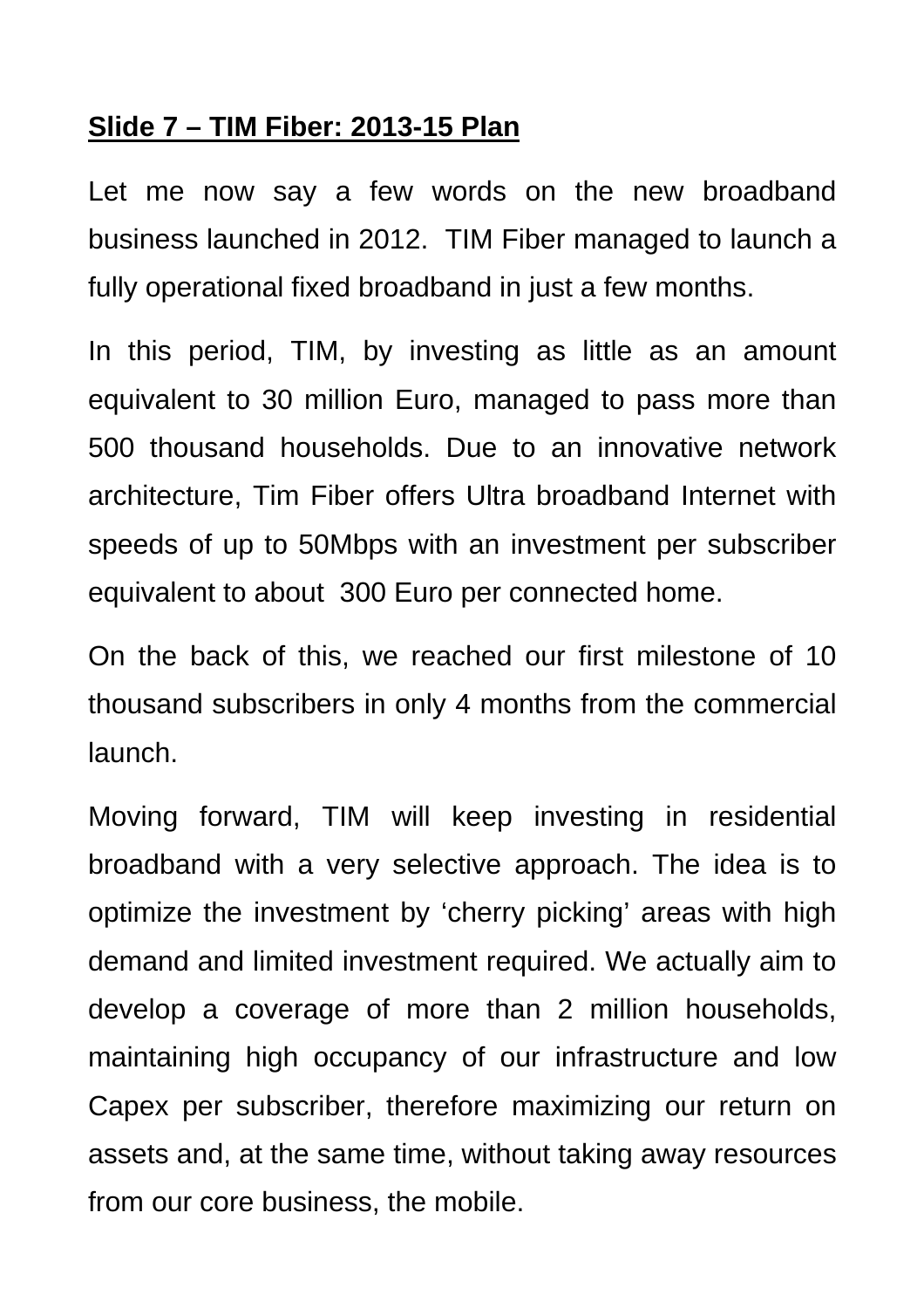**Slide 7 – TIM Fiber: 2013-15 Plan**

Let me now say a few words on the new broadband business launched in 2012. TIM Fiber managed to launch a fully operational fixed broadband in just a few months.

In this period, TIM, by investing as little as an amount equivalent to 30 million Euro, managed to pass more than 500 thousand households. Due to an innovative network architecture, Tim Fiber offers Ultra broadband Internet with speeds of up to 50Mbps with an investment per subscriber equivalent to about 300 Euro per connected home.

On the back of this, we reached our first milestone of 10 thousand subscribers in only 4 months from the commercial launch.

Moving forward, TIM will keep investing in residential broadband with a very selective approach. The idea is to optimize the investment by 'cherry picking' areas with high demand and limited investment required. We actually aim to develop a coverage of more than 2 million households, maintaining high occupancy of our infrastructure and low Capex per subscriber, therefore maximizing our return on assets and, at the same time, without taking away resources from our core business, the mobile.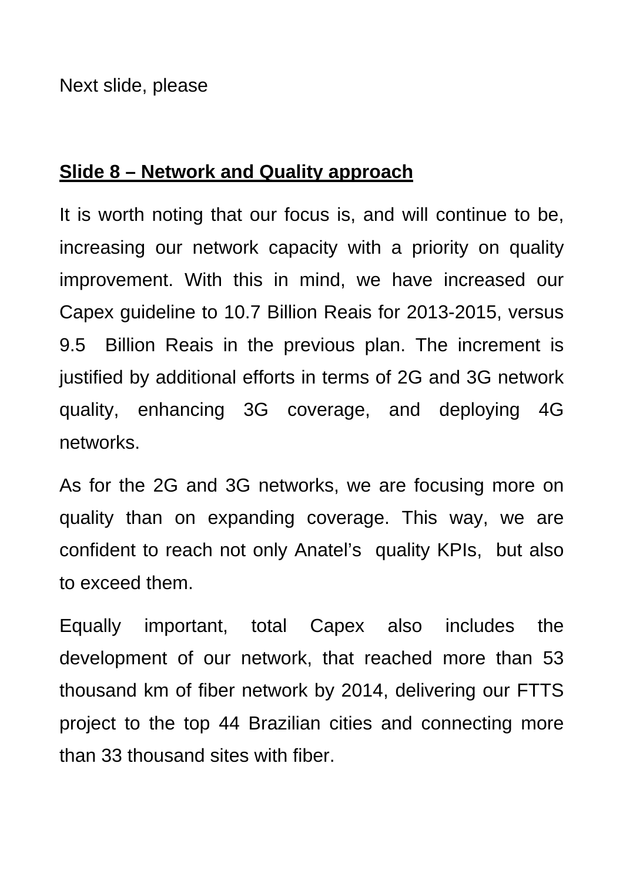Next slide, please

**Slide 8 – Network and Quality approach**

It is worth noting that our focus is, and will continue to be, increasing our network capacity with a priority on quality improvement. With this in mind, we have increased our Capex guideline to 10.7 Billion Reais for 2013-2015, versus 9.5 Billion Reais in the previous plan. The increment is justified by additional efforts in terms of 2G and 3G network quality, enhancing 3G coverage, and deploying 4G networks.

As for the 2G and 3G networks, we are focusing more on quality than on expanding coverage. This way, we are confident to reach not only Anatel's quality KPIs, but also to exceed them.

Equally important, total Capex also includes the development of our network, that reached more than 53 thousand km of fiber network by 2014, delivering our FTTS project to the top 44 Brazilian cities and connecting more than 33 thousand sites with fiber.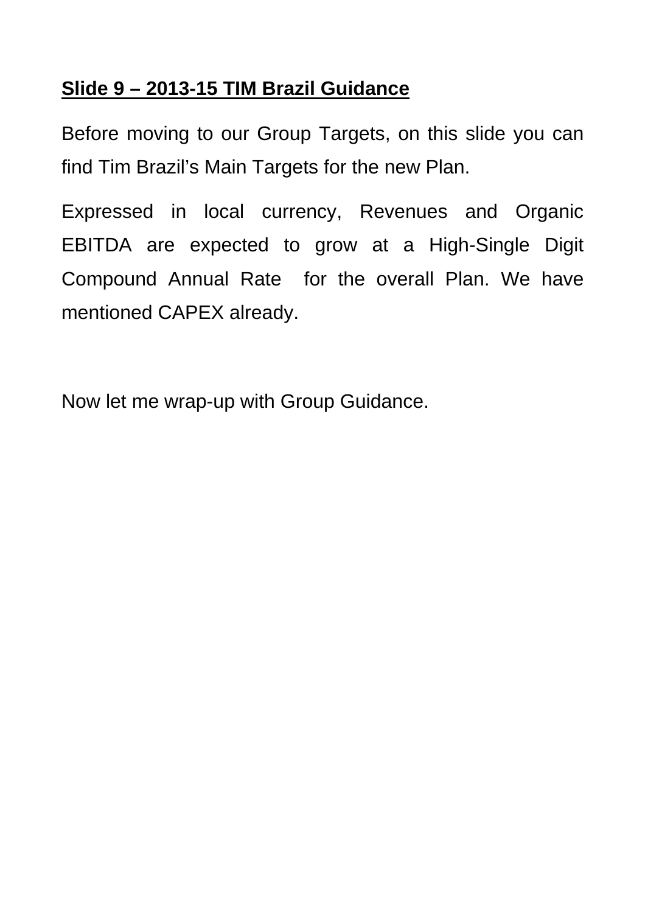## Slide 9 – 2013-15 TIM Brazil Guidance

Before moving to our Group Targets, on this slide you can find Tim Brazil's Main Targets for the new Plan.

Expressed in local currency, Revenues and Organic EBITDA are expected to grow at a High-Single Digit Compound Annual Rate for the overall Plan. We have mentioned CAPEX already.

Now let me wrap-up with Group Guidance.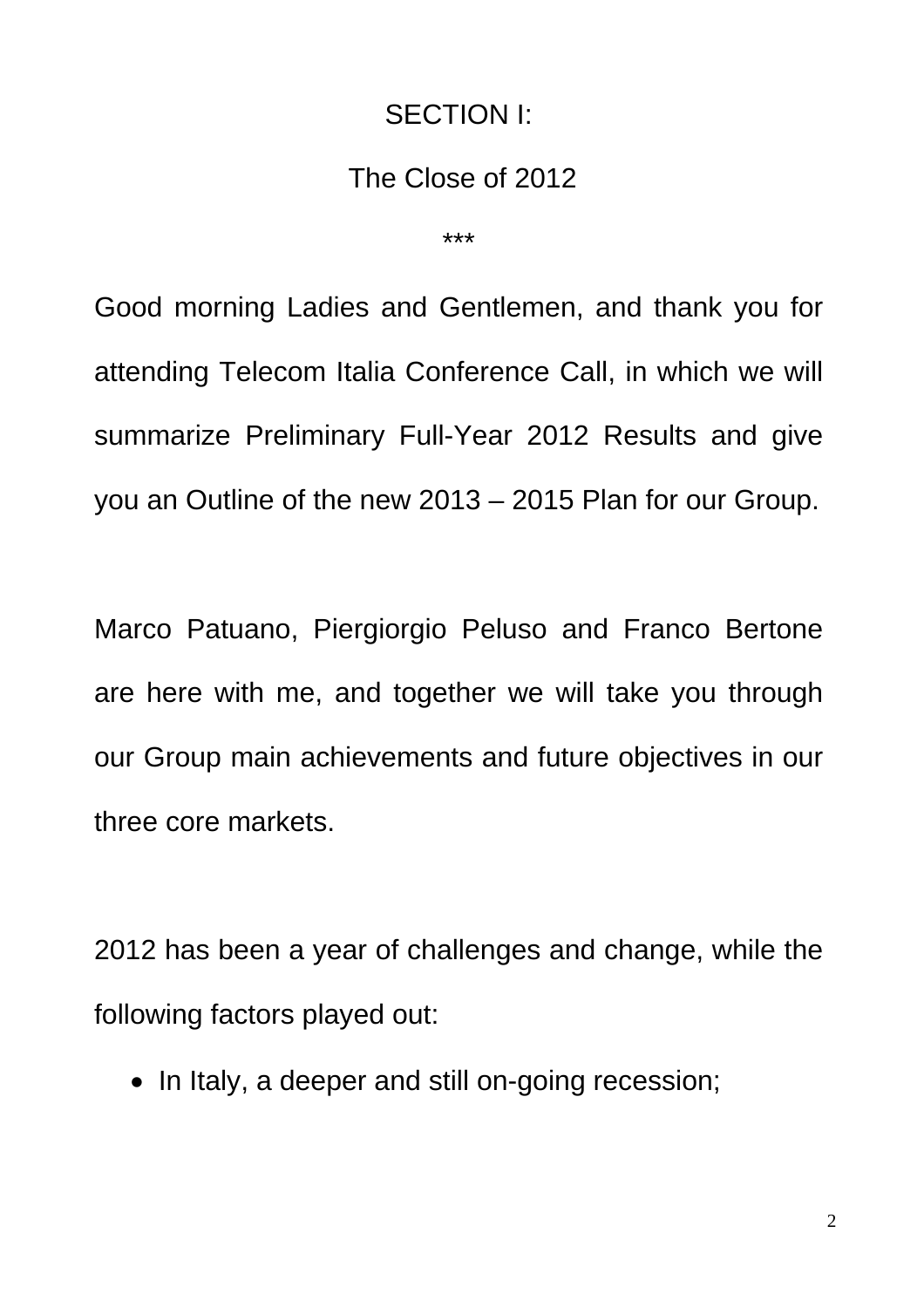# SECTION I:

## The Close of 2012

\*\*\*

Good morning Ladies and Gentlemen, and thank you for attending Telecom Italia Conference Call, in which we will summarize Preliminary Full-Year 2012 Results and give you an Outline of the new 2013 – 2015 Plan for our Group.

Marco Patuano, Piergiorgio Peluso and Franco Bertone are here with me, and together we will take you through our Group main achievements and future objectives in our three core markets.

2012 has been a year of challenges and change, while the following factors played out:

- In Italy, a deeper and still on-going recession;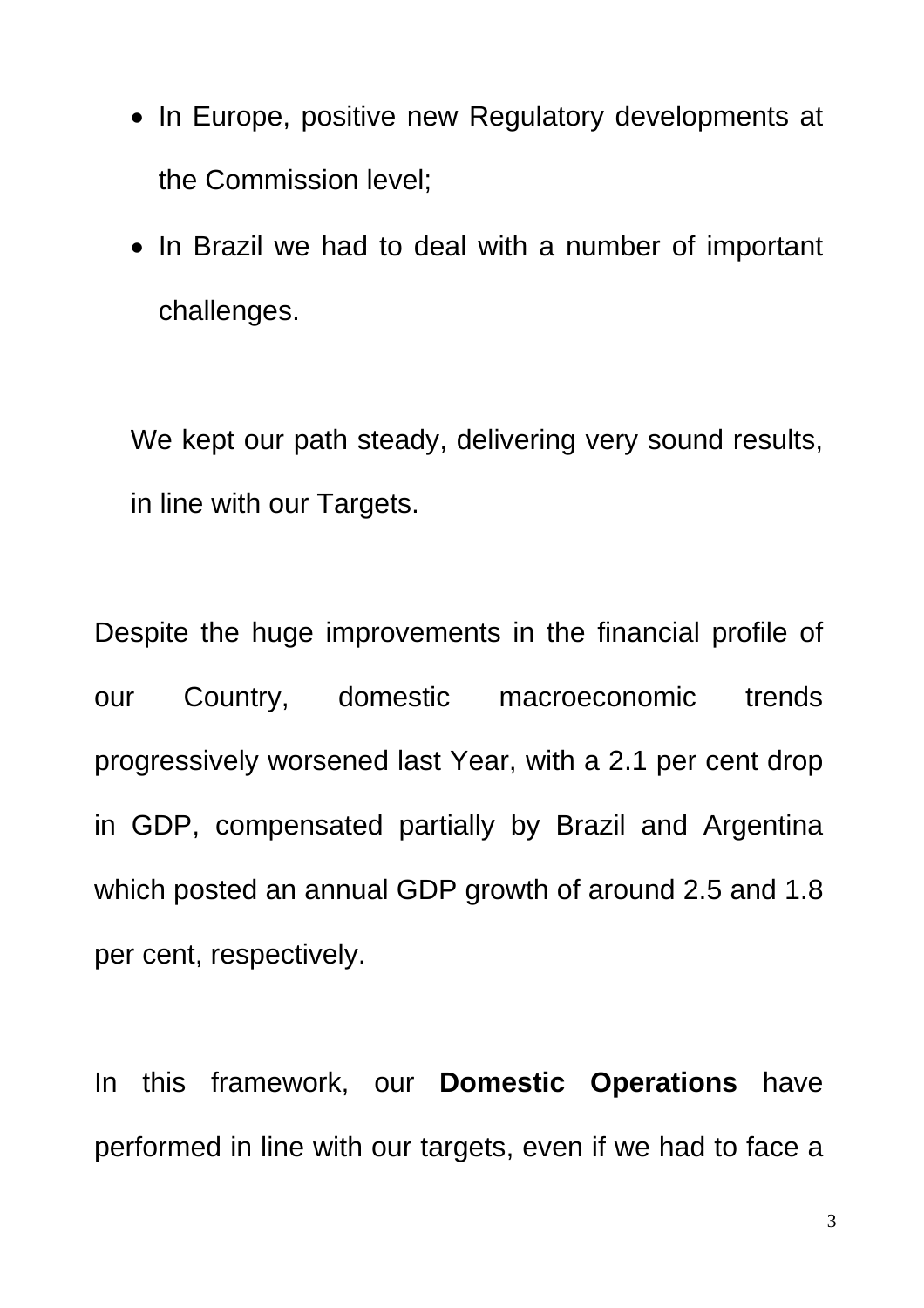- In Europe, positive new Regulatory developments at the Commission level;
- In Brazil we had to deal with a number of important challenges.

We kept our path steady, delivering very sound results, in line with our Targets.

Despite the huge improvements in the financial profile of our Country, domestic macroeconomic trends progressively worsened last Year, with a 2.1 per cent drop in GDP, compensated partially by Brazil and Argentina which posted an annual GDP growth of around 2.5 and 1.8 per cent, respectively.

In this framework, our **Domestic Operations** have performed in line with our targets, even if we had to face a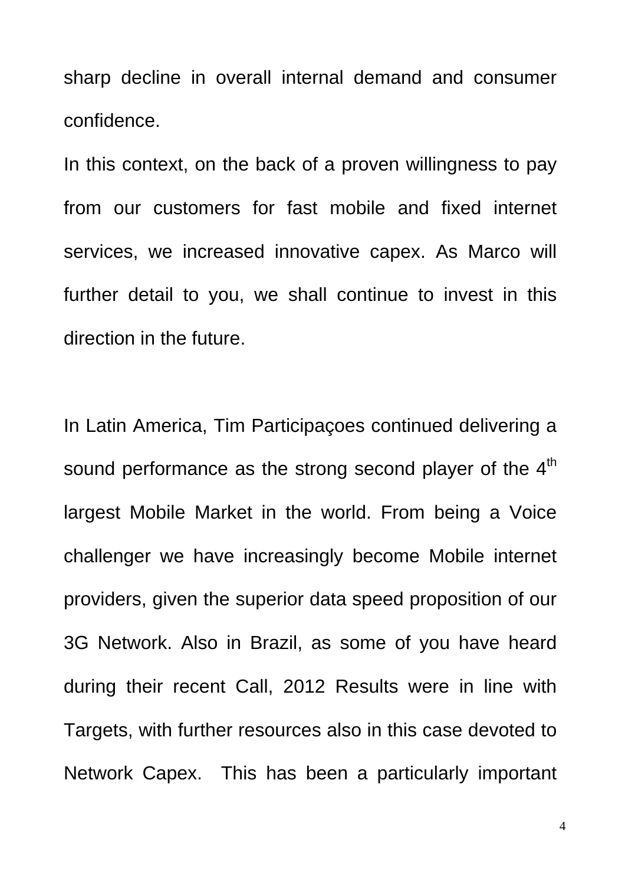sharp decline in overall internal demand and consumer confidence.

In this context, on the back of a proven willingness to pay from our customers for fast mobile and fixed internet services, we increased innovative capex. As Marco will further detail to you, we shall continue to invest in this direction in the future.

In Latin America, Tim Participaçoes continued delivering a sound performance as the strong second player of the 4th largest Mobile Market in the world. From being a Voice challenger we have increasingly become Mobile internet providers, given the superior data speed proposition of our 3G Network. Also in Brazil, as some of you have heard during their recent Call, 2012 Results were in line with Targets, with further resources also in this case devoted to Network Capex. This has been a particularly important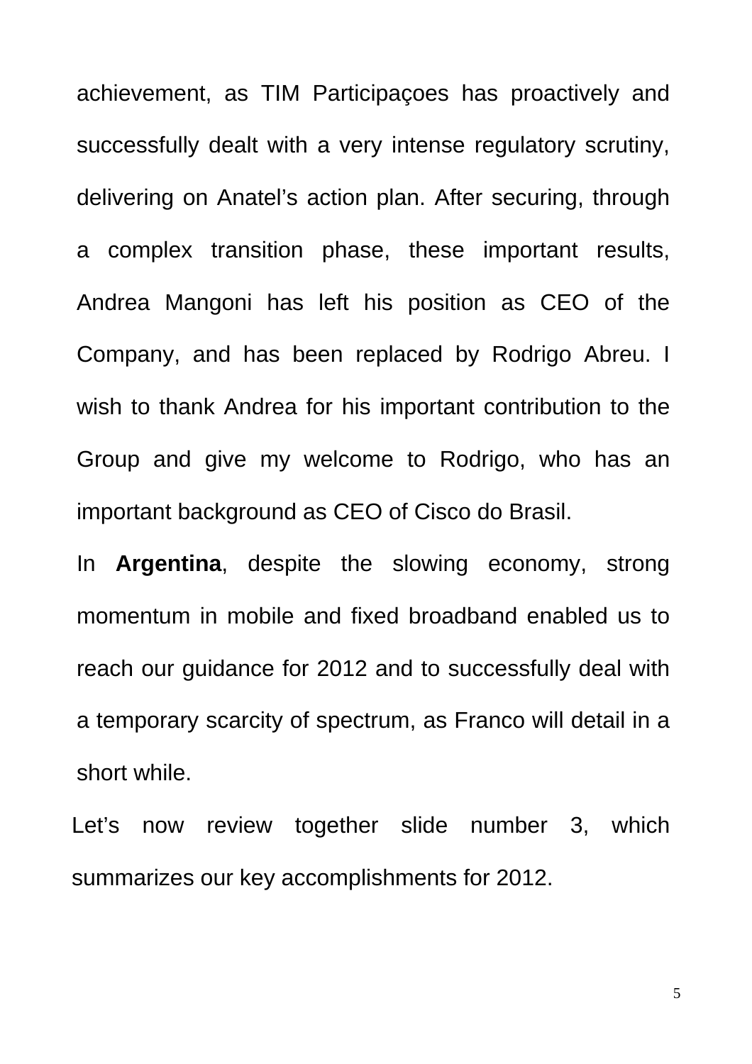achievement, as TIM Participaçoes has proactively and successfully dealt with a very intense regulatory scrutiny, delivering on Anatel's action plan. After securing, through a complex transition phase, these important results, Andrea Mangoni has left his position as CEO of the Company, and has been replaced by Rodrigo Abreu. I wish to thank Andrea for his important contribution to the Group and give my welcome to Rodrigo, who has an important background as CEO of Cisco do Brasil.

In **Argentina**, despite the slowing economy, strong momentum in mobile and fixed broadband enabled us to reach our guidance for 2012 and to successfully deal with a temporary scarcity of spectrum, as Franco will detail in a short while.

Let's now review together slide number 3, which summarizes our key accomplishments for 2012.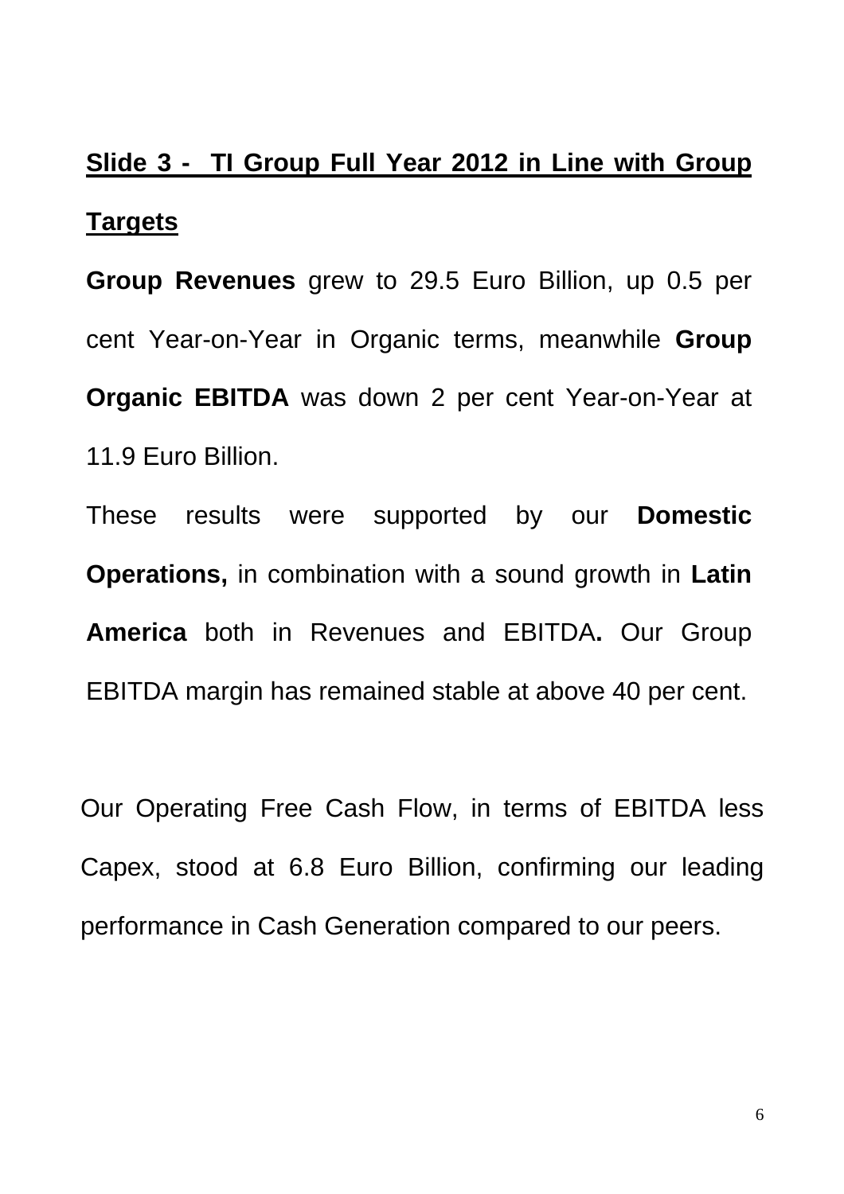## Slide 3 - TI Group Full Year 2012 in Line with Group Targets

**Group Revenues** grew to 29.5 Euro Billion, up 0.5 per cent Year-on-Year in Organic terms, meanwhile **Group Organic EBITDA** was down 2 per cent Year-on-Year at 11.9 Euro Billion.

These results were supported by our **Domestic Operations,** in combination with a sound growth in **Latin America** both in Revenues and EBITDA**.** Our Group EBITDA margin has remained stable at above 40 per cent.

Our Operating Free Cash Flow, in terms of EBITDA less Capex, stood at 6.8 Euro Billion, confirming our leading performance in Cash Generation compared to our peers.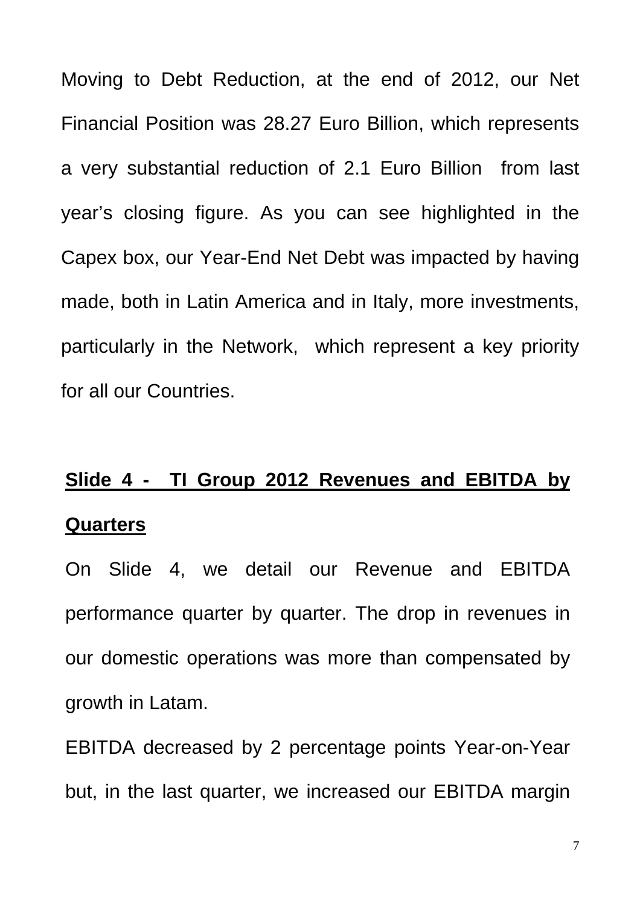Moving to Debt Reduction, at the end of 2012, our Net Financial Position was 28.27 Euro Billion, which represents a very substantial reduction of 2.1 Euro Billion from last year's closing figure. As you can see highlighted in the Capex box, our Year-End Net Debt was impacted by having made, both in Latin America and in Italy, more investments, particularly in the Network, which represent a key priority for all our Countries.

**Slide 4 - TI Group 2012 Revenues and EBITDA by Quarters**

On Slide 4, we detail our Revenue and EBITDA performance quarter by quarter. The drop in revenues in our domestic operations was more than compensated by growth in Latam.

EBITDA decreased by 2 percentage points Year-on-Year but, in the last quarter, we increased our EBITDA margin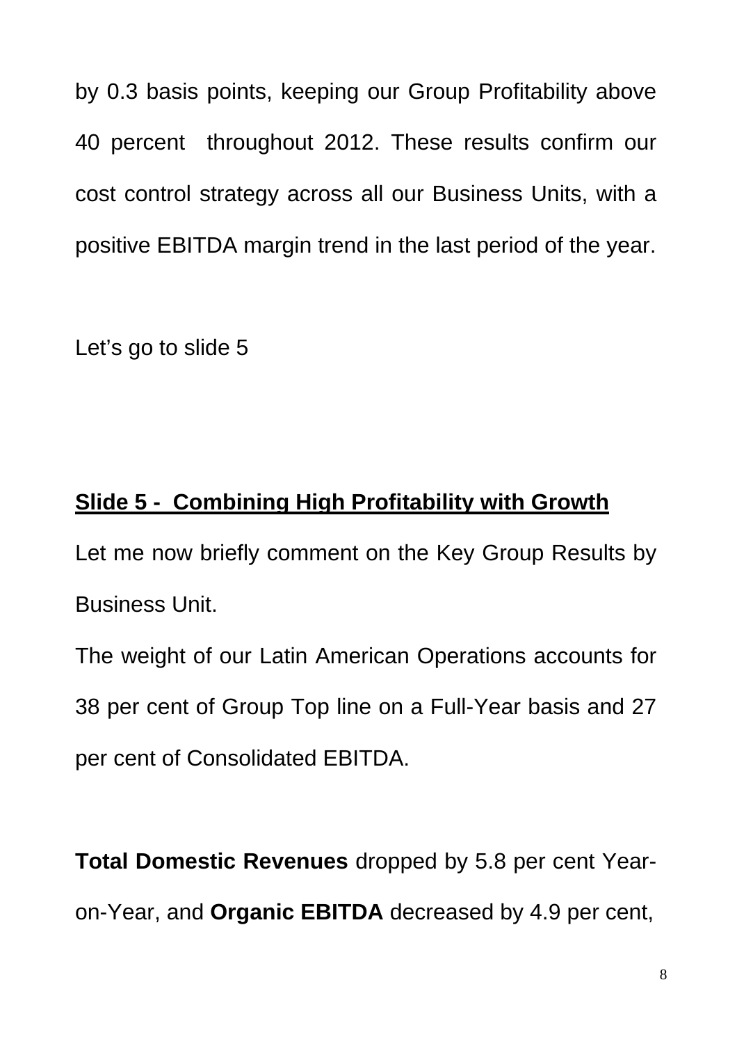by 0.3 basis points, keeping our Group Profitability above 40 percent throughout 2012. These results confirm our cost control strategy across all our Business Units, with a positive EBITDA margin trend in the last period of the year.

Let's go to slide 5

## Slide 5 - Combining High Profitability with Growth

Let me now briefly comment on the Key Group Results by Business Unit.

The weight of our Latin American Operations accounts for 38 per cent of Group Top line on a Full-Year basis and 27 per cent of Consolidated EBITDA.

**Total Domestic Revenues** dropped by 5.8 per cent Year-on-Year, and **Organic EBITDA** decreased by 4.9 per cent,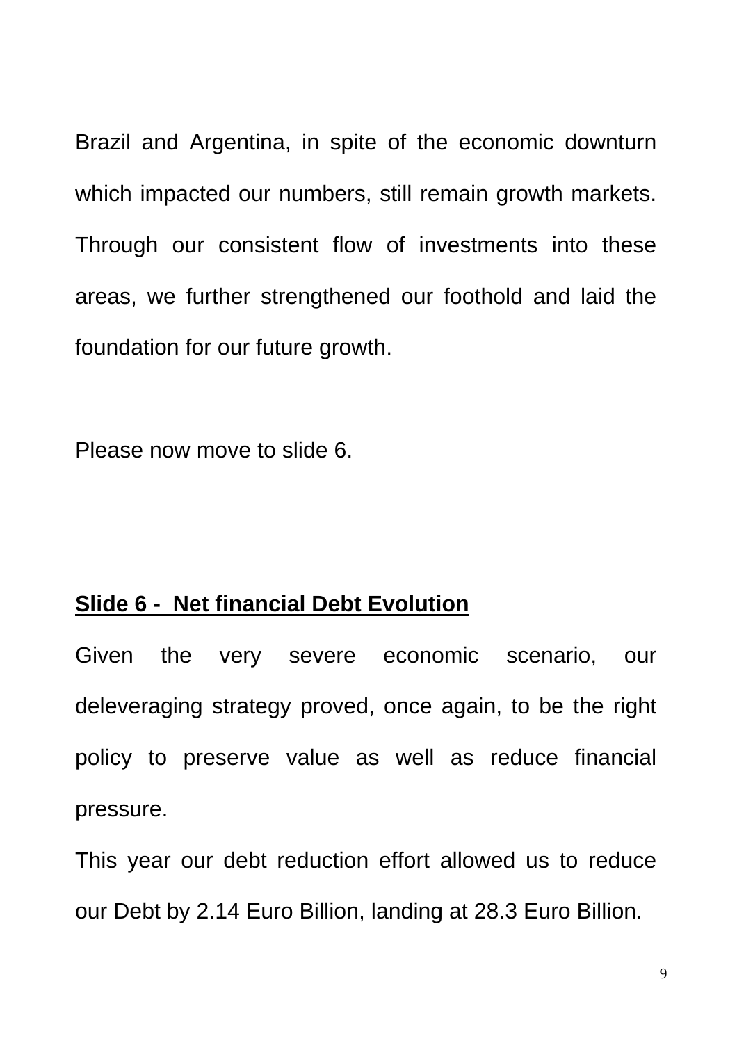Brazil and Argentina, in spite of the economic downturn which impacted our numbers, still remain growth markets. Through our consistent flow of investments into these areas, we further strengthened our foothold and laid the foundation for our future growth.

Please now move to slide 6.

**Slide 6 - Net financial Debt Evolution**

Given the very severe economic scenario, our deleveraging strategy proved, once again, to be the right policy to preserve value as well as reduce financial pressure.

This year our debt reduction effort allowed us to reduce our Debt by 2.14 Euro Billion, landing at 28.3 Euro Billion.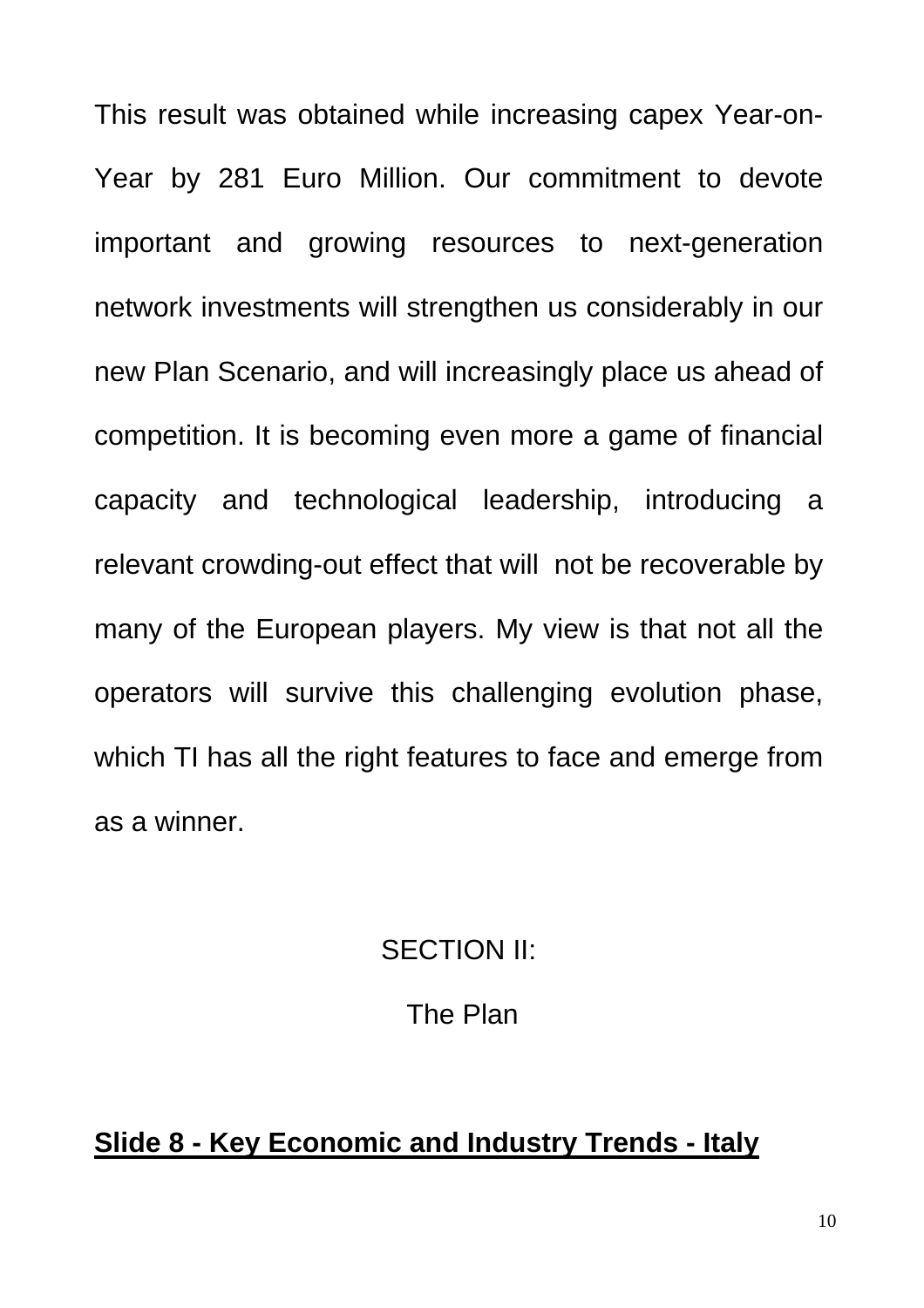This result was obtained while increasing capex Year-on-Year by 281 Euro Million. Our commitment to devote important and growing resources to next-generation network investments will strengthen us considerably in our new Plan Scenario, and will increasingly place us ahead of competition. It is becoming even more a game of financial capacity and technological leadership, introducing a relevant crowding-out effect that will not be recoverable by many of the European players. My view is that not all the operators will survive this challenging evolution phase, which TI has all the right features to face and emerge from as a winner.

## SECTION II:

## The Plan

**Slide 8 - Key Economic and Industry Trends - Italy**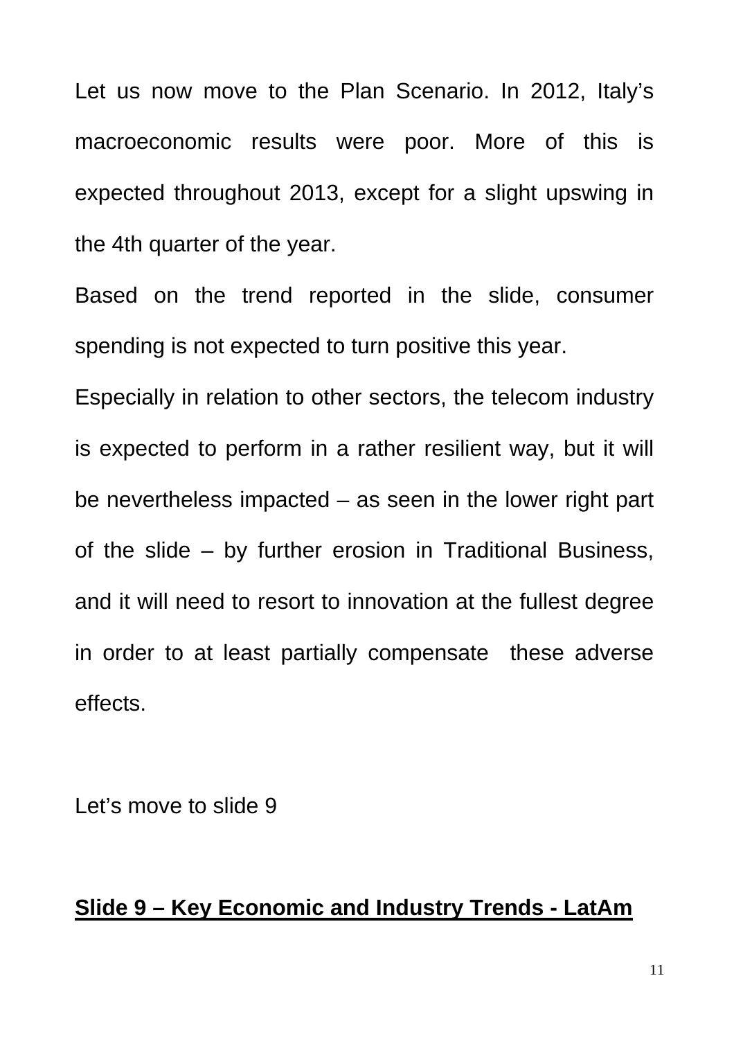Let us now move to the Plan Scenario. In 2012, Italy's macroeconomic results were poor. More of this is expected throughout 2013, except for a slight upswing in the 4th quarter of the year.

Based on the trend reported in the slide, consumer spending is not expected to turn positive this year.

Especially in relation to other sectors, the telecom industry is expected to perform in a rather resilient way, but it will be nevertheless impacted – as seen in the lower right part of the slide – by further erosion in Traditional Business, and it will need to resort to innovation at the fullest degree in order to at least partially compensate these adverse effects.

Let's move to slide 9

**Slide 9 – Key Economic and Industry Trends - LatAm**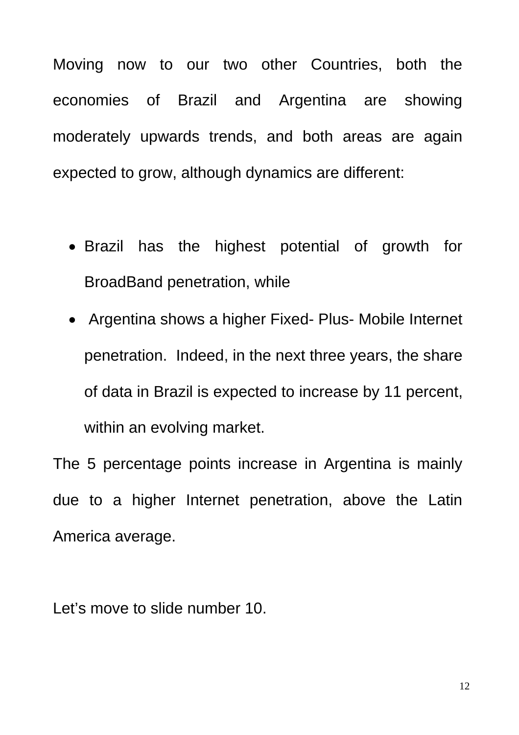Moving now to our two other Countries, both the economies of Brazil and Argentina are showing moderately upwards trends, and both areas are again expected to grow, although dynamics are different:

- Brazil has the highest potential of growth for BroadBand penetration, while
- Argentina shows a higher Fixed- Plus- Mobile Internet penetration. Indeed, in the next three years, the share of data in Brazil is expected to increase by 11 percent, within an evolving market.

The 5 percentage points increase in Argentina is mainly due to a higher Internet penetration, above the Latin America average.

Let's move to slide number 10.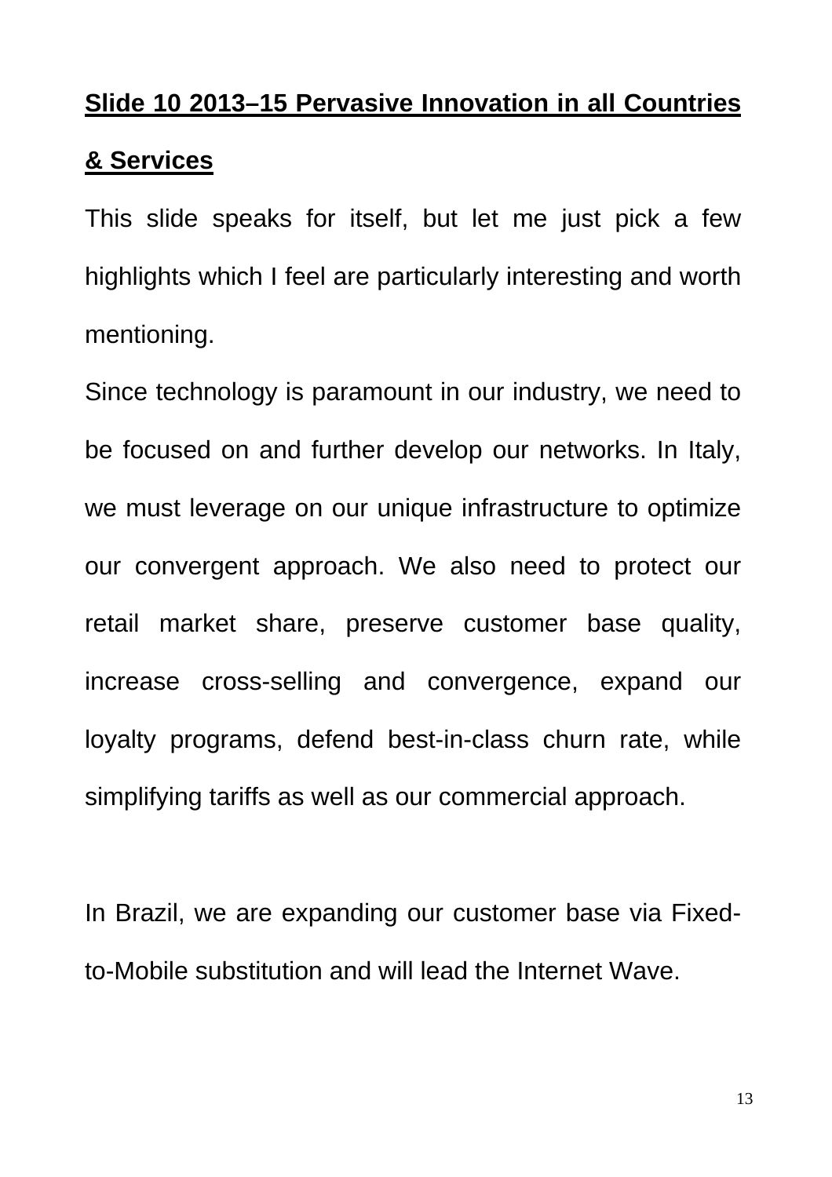## **Slide 10 2013–15 Pervasive Innovation in all Countries & Services**

This slide speaks for itself, but let me just pick a few highlights which I feel are particularly interesting and worth mentioning.

Since technology is paramount in our industry, we need to be focused on and further develop our networks. In Italy, we must leverage on our unique infrastructure to optimize our convergent approach. We also need to protect our retail market share, preserve customer base quality, increase cross-selling and convergence, expand our loyalty programs, defend best-in-class churn rate, while simplifying tariffs as well as our commercial approach.

In Brazil, we are expanding our customer base via Fixed-to-Mobile substitution and will lead the Internet Wave.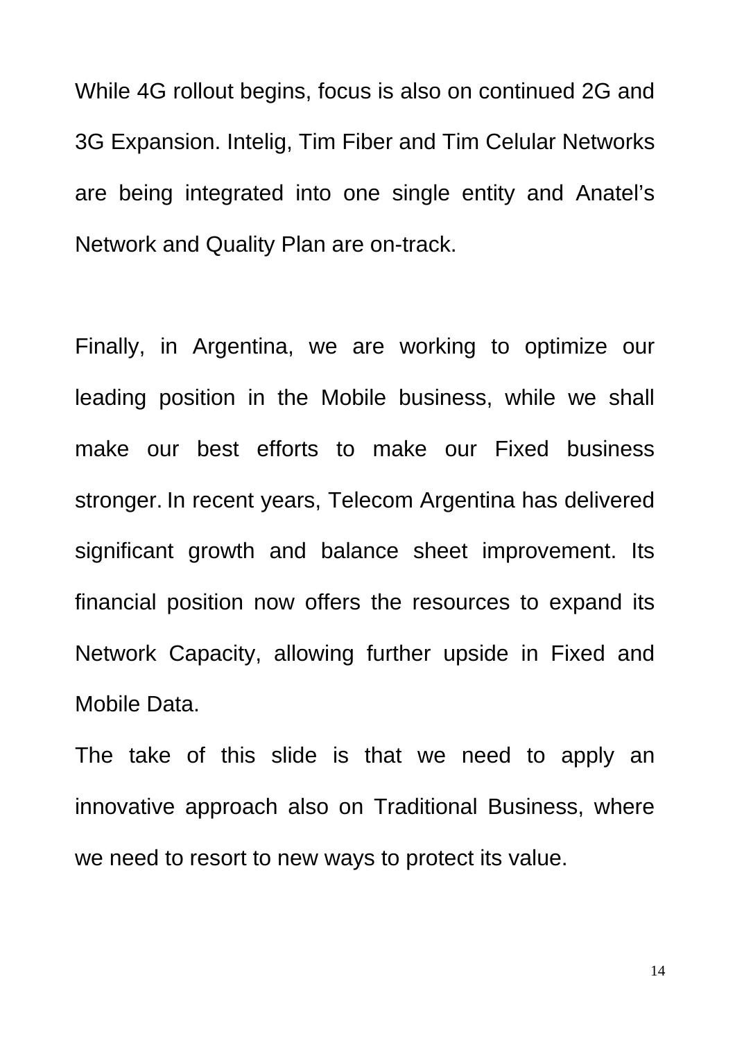While 4G rollout begins, focus is also on continued 2G and 3G Expansion. Intelig, Tim Fiber and Tim Celular Networks are being integrated into one single entity and Anatel's Network and Quality Plan are on-track.

Finally, in Argentina, we are working to optimize our leading position in the Mobile business, while we shall make our best efforts to make our Fixed business stronger. In recent years, Telecom Argentina has delivered significant growth and balance sheet improvement. Its financial position now offers the resources to expand its Network Capacity, allowing further upside in Fixed and Mobile Data.

The take of this slide is that we need to apply an innovative approach also on Traditional Business, where we need to resort to new ways to protect its value.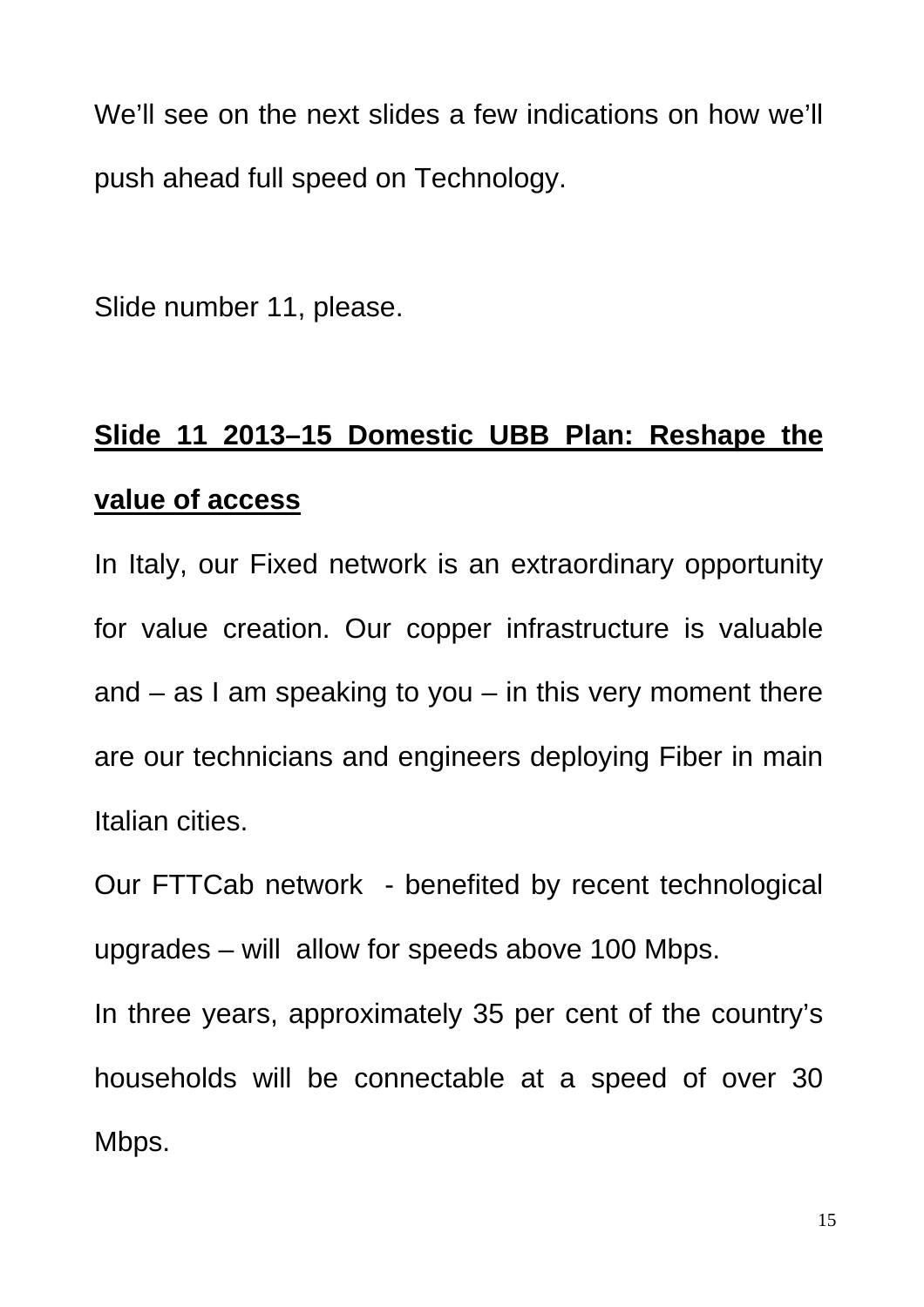We’ll see on the next slides a few indications on how we’ll push ahead full speed on Technology.

Slide number 11, please.

**Slide 11 2013–15 Domestic UBB Plan: Reshape the value of access**

In Italy, our Fixed network is an extraordinary opportunity for value creation. Our copper infrastructure is valuable and – as I am speaking to you – in this very moment there are our technicians and engineers deploying Fiber in main Italian cities.

Our FTTCab network - benefited by recent technological upgrades – will allow for speeds above 100 Mbps.

In three years, approximately 35 per cent of the country’s households will be connectable at a speed of over 30 Mbps.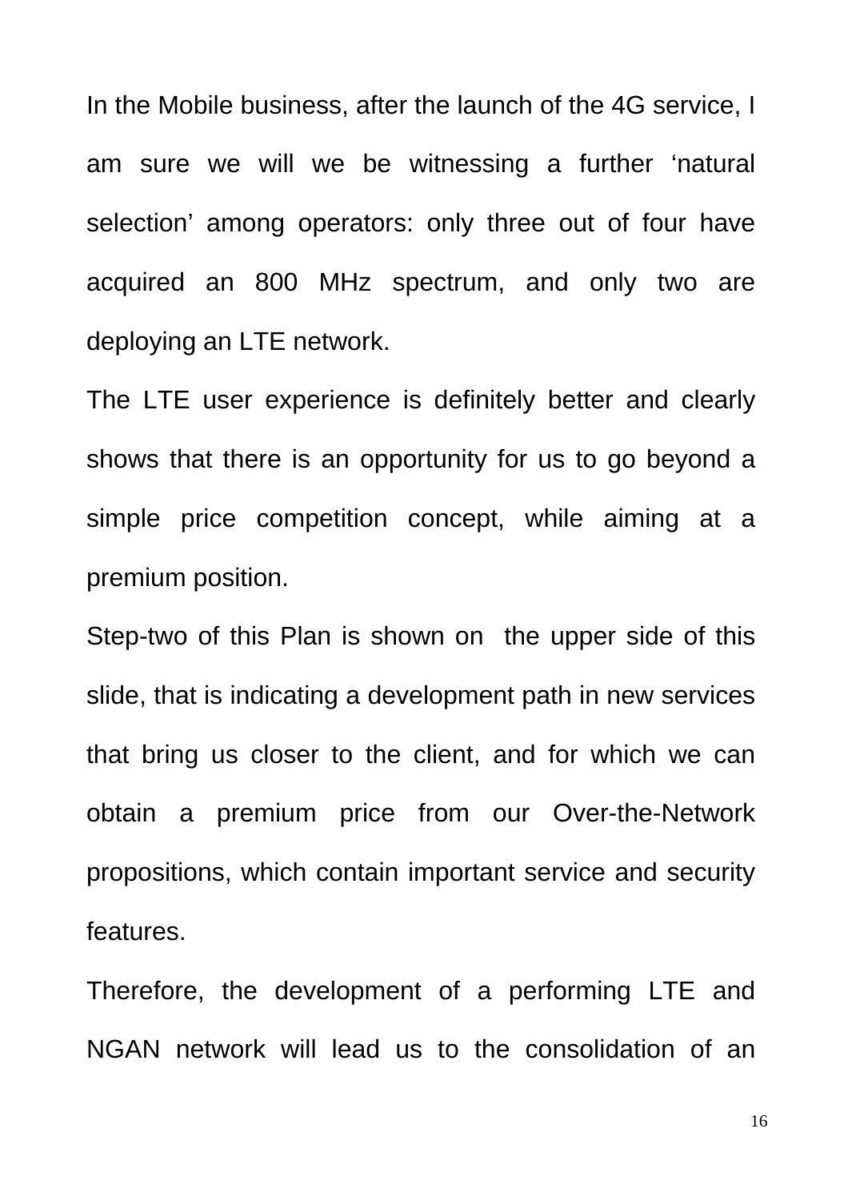In the Mobile business, after the launch of the 4G service, I am sure we will we be witnessing a further ‘natural selection’ among operators: only three out of four have acquired an 800 MHz spectrum, and only two are deploying an LTE network.

The LTE user experience is definitely better and clearly shows that there is an opportunity for us to go beyond a simple price competition concept, while aiming at a premium position.

Step-two of this Plan is shown on  the upper side of this slide, that is indicating a development path in new services that bring us closer to the client, and for which we can obtain a premium price from our Over-the-Network propositions, which contain important service and security features.

Therefore, the development of a performing LTE and NGAN network will lead us to the consolidation of an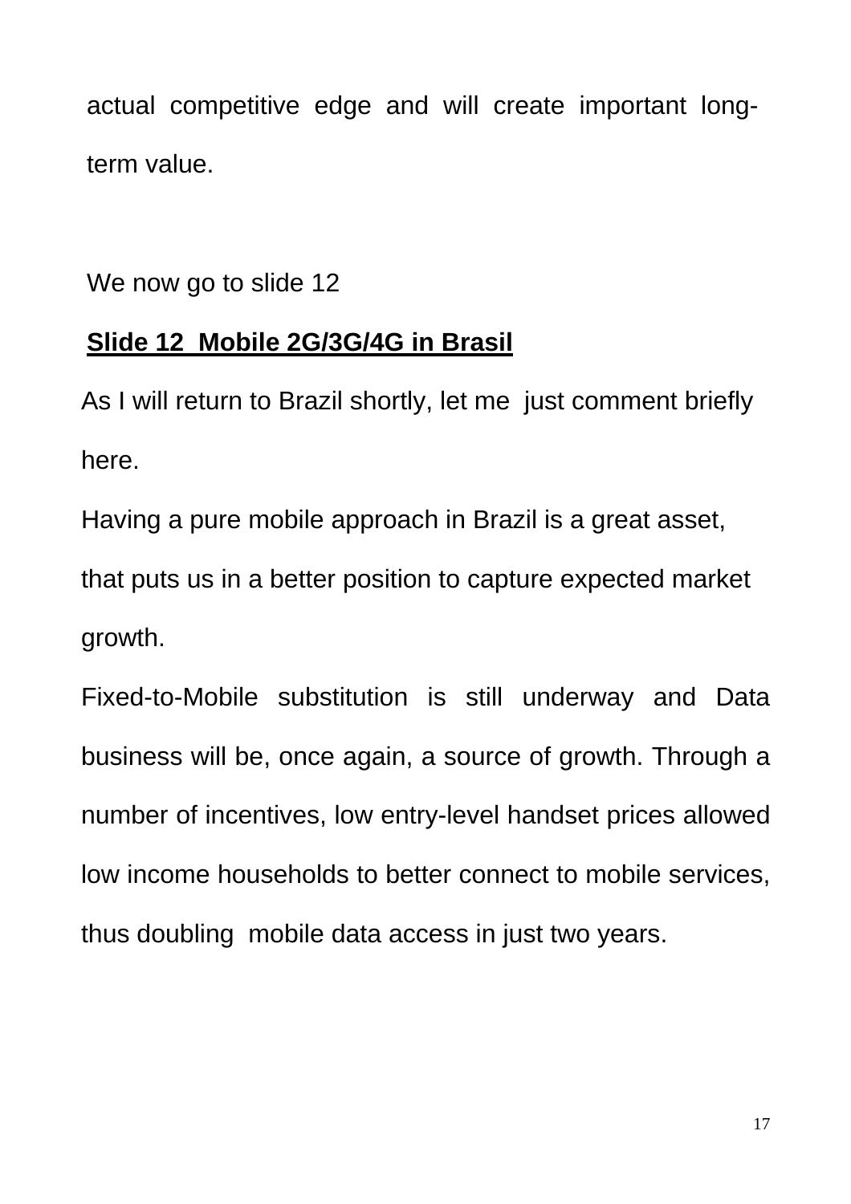actual competitive edge and will create important long-term value.

We now go to slide 12

**Slide 12 Mobile 2G/3G/4G in Brasil**

As I will return to Brazil shortly, let me just comment briefly here.

Having a pure mobile approach in Brazil is a great asset, that puts us in a better position to capture expected market growth.

Fixed-to-Mobile substitution is still underway and Data business will be, once again, a source of growth. Through a number of incentives, low entry-level handset prices allowed low income households to better connect to mobile services, thus doubling mobile data access in just two years.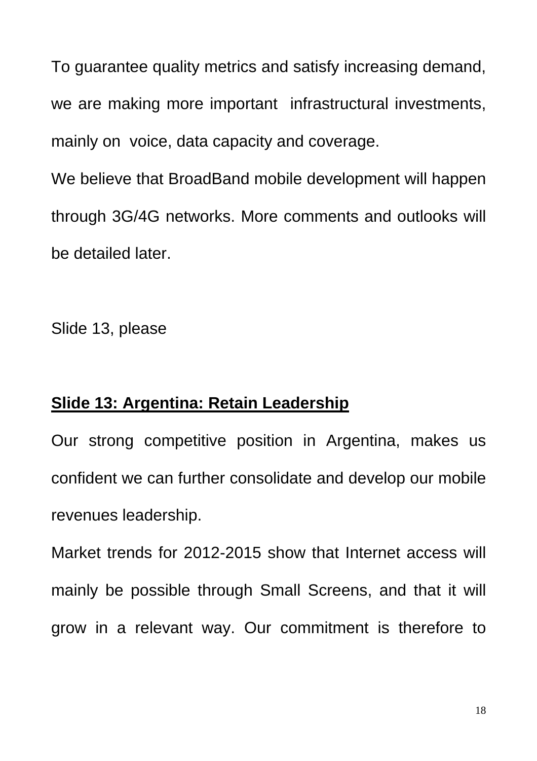To guarantee quality metrics and satisfy increasing demand, we are making more important infrastructural investments, mainly on voice, data capacity and coverage.

We believe that BroadBand mobile development will happen through 3G/4G networks. More comments and outlooks will be detailed later.

Slide 13, please

**Slide 13: Argentina: Retain Leadership**

Our strong competitive position in Argentina, makes us confident we can further consolidate and develop our mobile revenues leadership.

Market trends for 2012-2015 show that Internet access will mainly be possible through Small Screens, and that it will grow in a relevant way. Our commitment is therefore to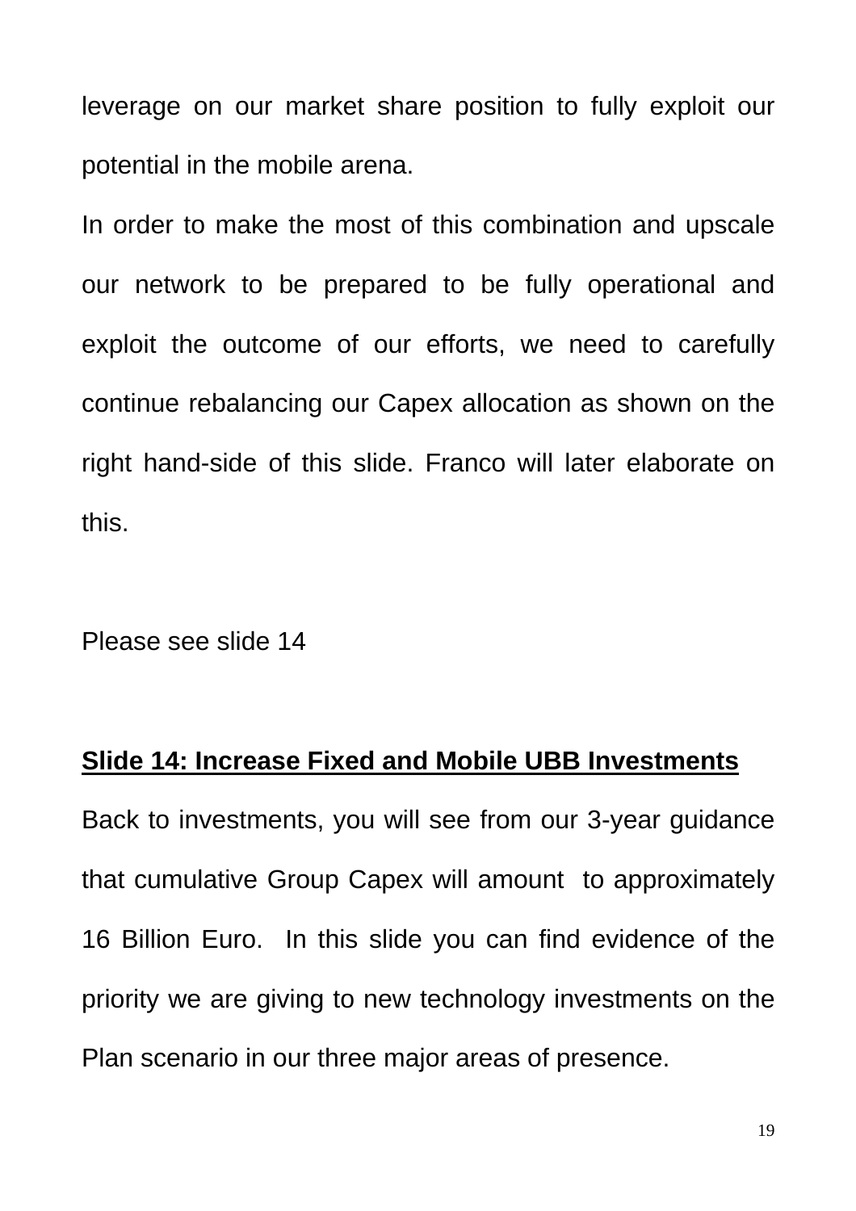leverage on our market share position to fully exploit our potential in the mobile arena.

In order to make the most of this combination and upscale our network to be prepared to be fully operational and exploit the outcome of our efforts, we need to carefully continue rebalancing our Capex allocation as shown on the right hand-side of this slide. Franco will later elaborate on this.

Please see slide 14

**Slide 14: Increase Fixed and Mobile UBB Investments**

Back to investments, you will see from our 3-year guidance that cumulative Group Capex will amount to approximately 16 Billion Euro. In this slide you can find evidence of the priority we are giving to new technology investments on the Plan scenario in our three major areas of presence.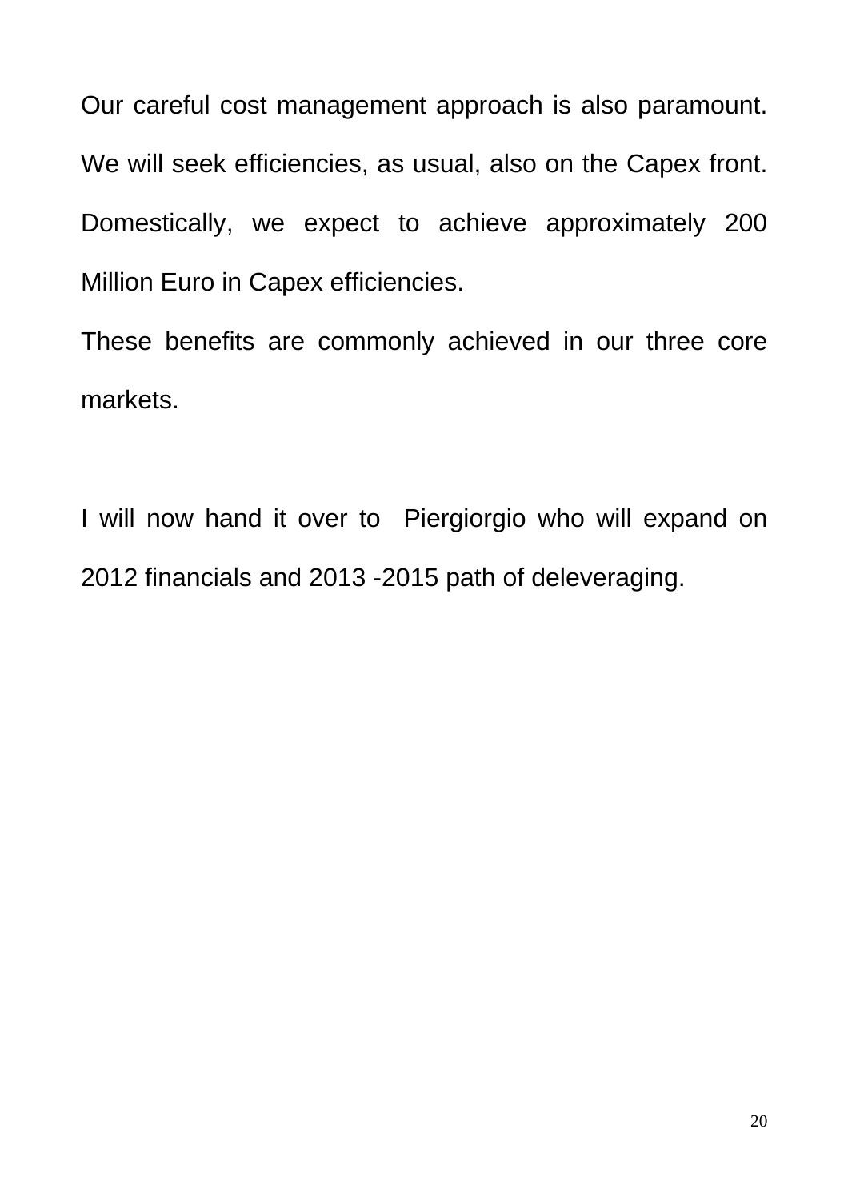Our careful cost management approach is also paramount. We will seek efficiencies, as usual, also on the Capex front. Domestically, we expect to achieve approximately 200 Million Euro in Capex efficiencies.

These benefits are commonly achieved in our three core markets.

I will now hand it over to Piergiorgio who will expand on 2012 financials and 2013 -2015 path of deleveraging.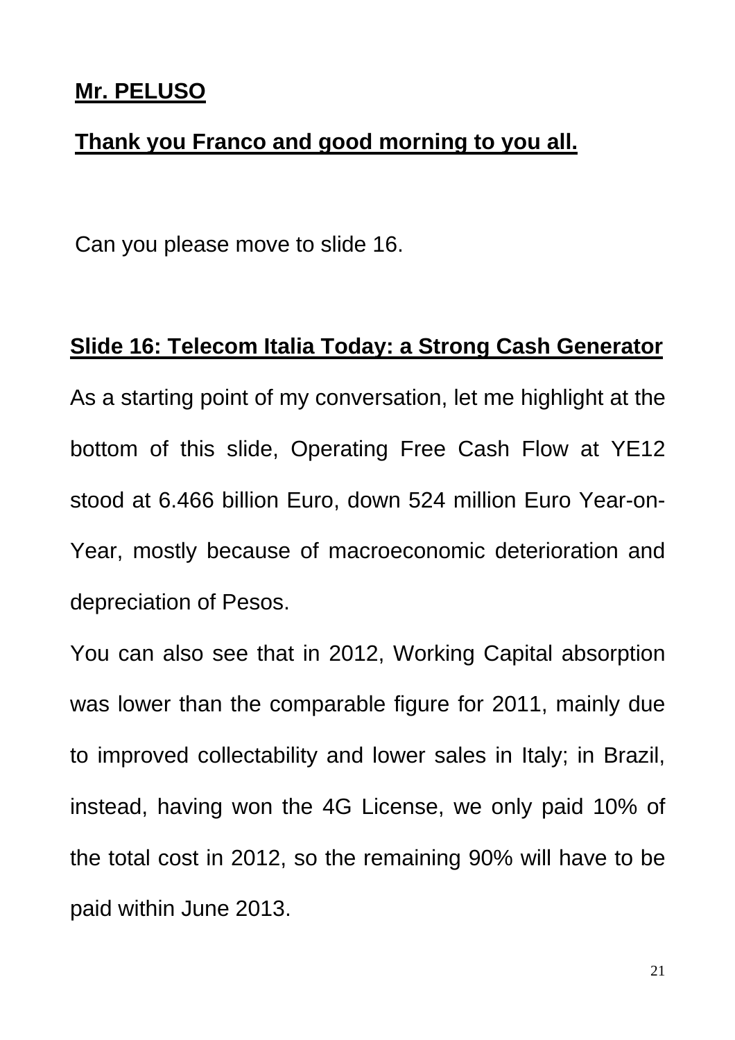**Mr. PELUSO**

**Thank you Franco and good morning to you all.**

Can you please move to slide 16.

**Slide 16: Telecom Italia Today: a Strong Cash Generator**

As a starting point of my conversation, let me highlight at the bottom of this slide, Operating Free Cash Flow at YE12 stood at 6.466 billion Euro, down 524 million Euro Year-on-Year, mostly because of macroeconomic deterioration and depreciation of Pesos.

You can also see that in 2012, Working Capital absorption was lower than the comparable figure for 2011, mainly due to improved collectability and lower sales in Italy; in Brazil, instead, having won the 4G License, we only paid 10% of the total cost in 2012, so the remaining 90% will have to be paid within June 2013.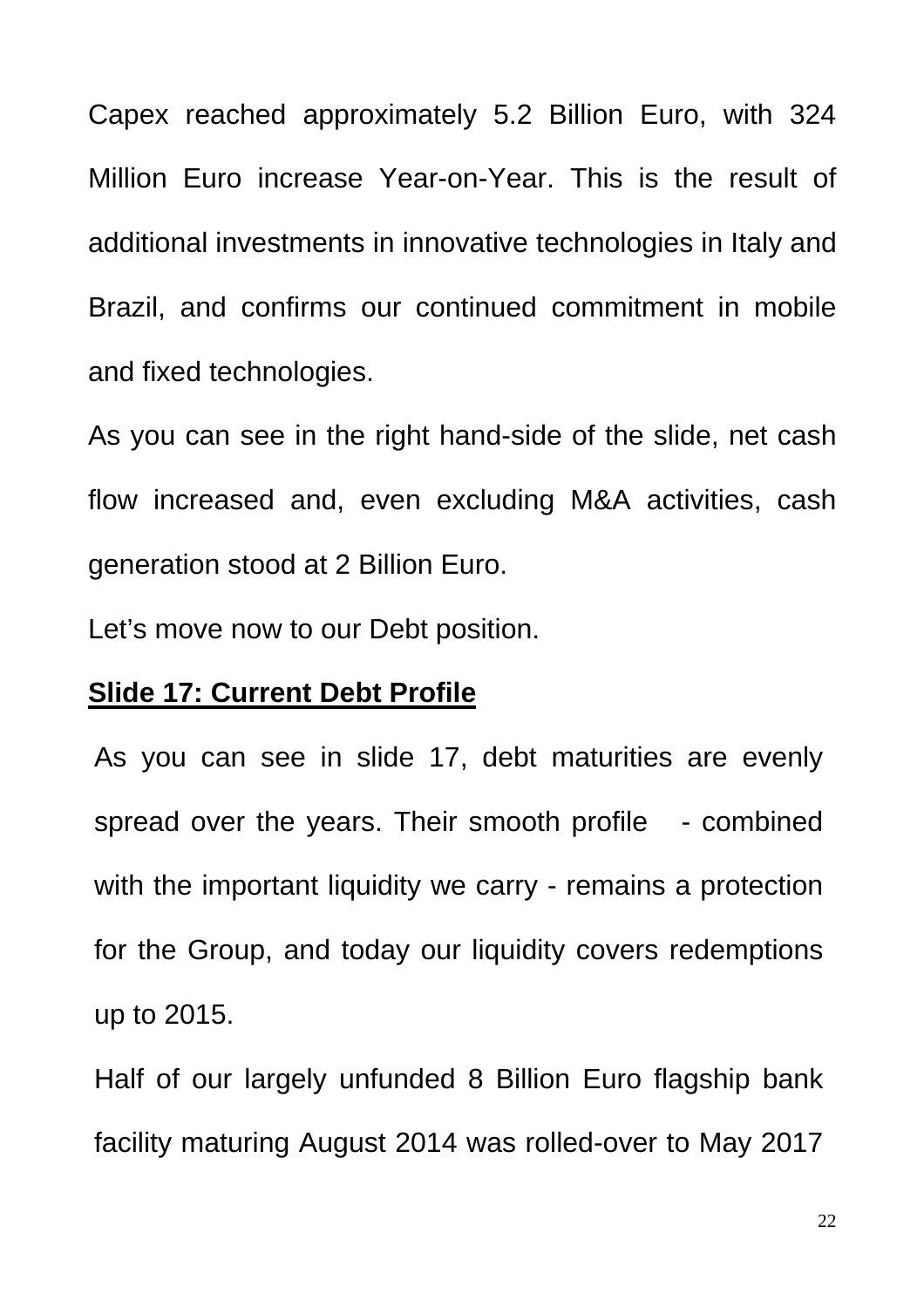Capex reached approximately 5.2 Billion Euro, with 324 Million Euro increase Year-on-Year. This is the result of additional investments in innovative technologies in Italy and Brazil, and confirms our continued commitment in mobile and fixed technologies.

As you can see in the right hand-side of the slide, net cash flow increased and, even excluding M&A activities, cash generation stood at 2 Billion Euro.

Let's move now to our Debt position.

**Slide 17: Current Debt Profile**

As you can see in slide 17, debt maturities are evenly spread over the years. Their smooth profile - combined with the important liquidity we carry - remains a protection for the Group, and today our liquidity covers redemptions up to 2015.

Half of our largely unfunded 8 Billion Euro flagship bank facility maturing August 2014 was rolled-over to May 2017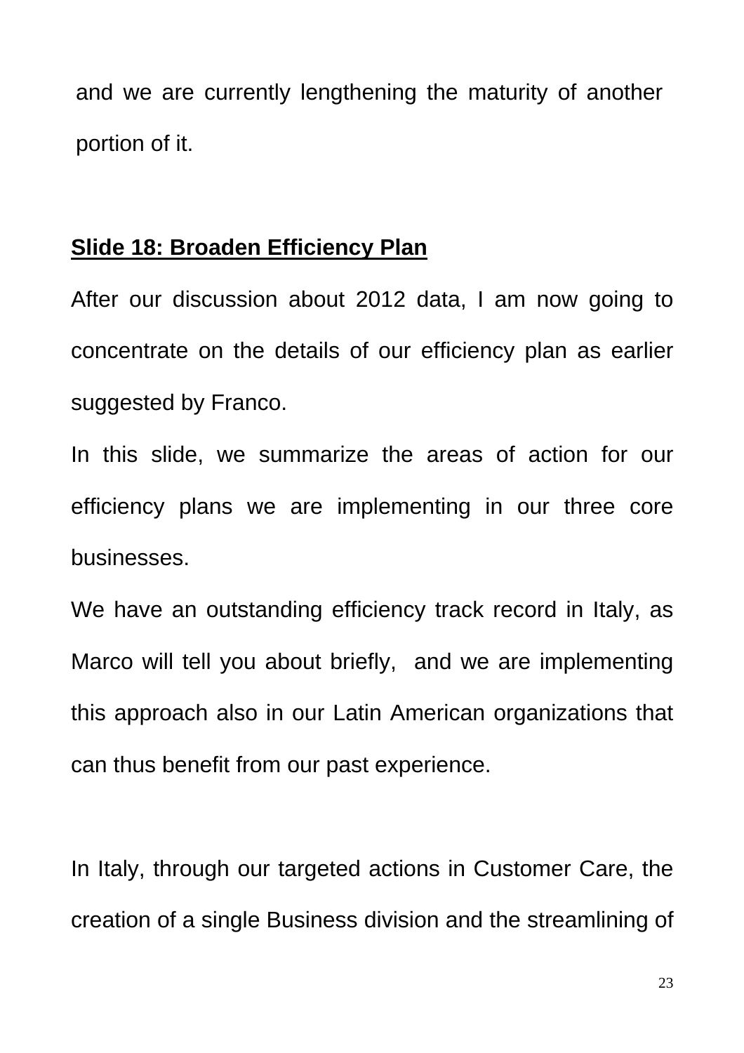and we are currently lengthening the maturity of another portion of it.

**Slide 18: Broaden Efficiency Plan**

After our discussion about 2012 data, I am now going to concentrate on the details of our efficiency plan as earlier suggested by Franco.

In this slide, we summarize the areas of action for our efficiency plans we are implementing in our three core businesses.

We have an outstanding efficiency track record in Italy, as Marco will tell you about briefly, and we are implementing this approach also in our Latin American organizations that can thus benefit from our past experience.

In Italy, through our targeted actions in Customer Care, the creation of a single Business division and the streamlining of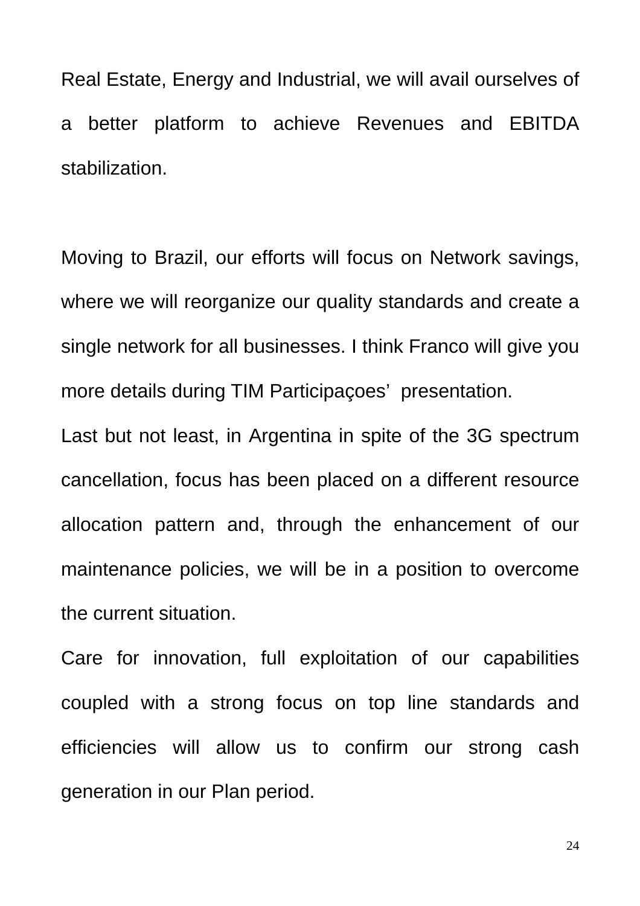Real Estate, Energy and Industrial, we will avail ourselves of a better platform to achieve Revenues and EBITDA stabilization.

Moving to Brazil, our efforts will focus on Network savings, where we will reorganize our quality standards and create a single network for all businesses. I think Franco will give you more details during TIM Participaçoes' presentation.

Last but not least, in Argentina in spite of the 3G spectrum cancellation, focus has been placed on a different resource allocation pattern and, through the enhancement of our maintenance policies, we will be in a position to overcome the current situation.

Care for innovation, full exploitation of our capabilities coupled with a strong focus on top line standards and efficiencies will allow us to confirm our strong cash generation in our Plan period.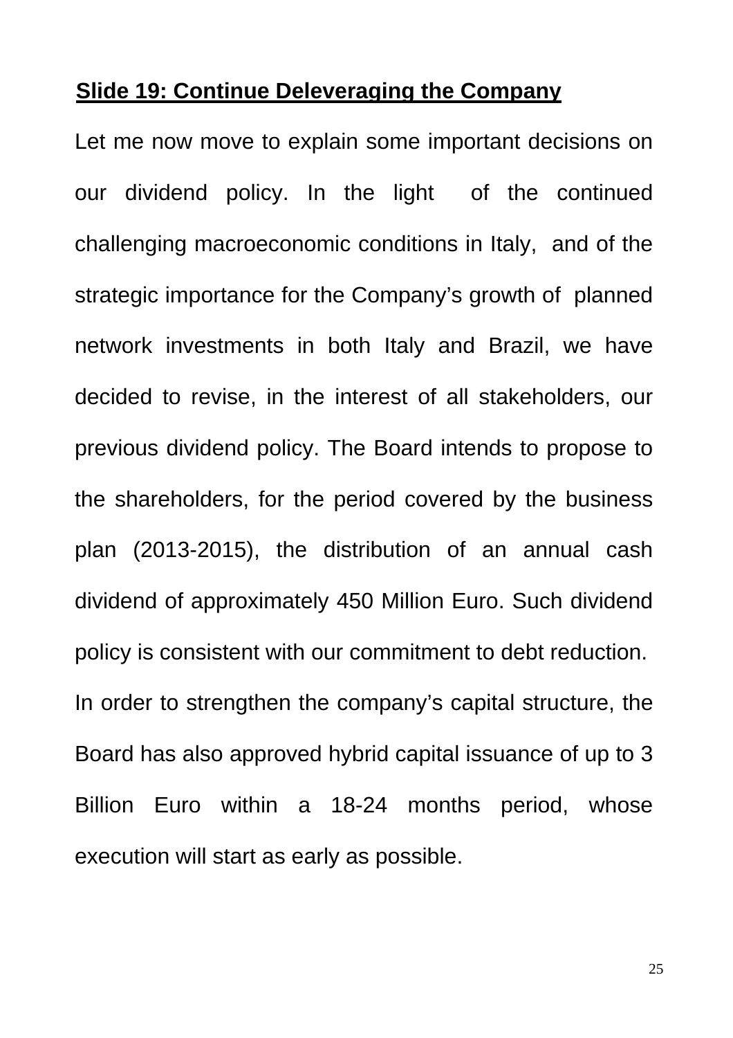## Slide 19: Continue Deleveraging the Company

Let me now move to explain some important decisions on our dividend policy. In the light of the continued challenging macroeconomic conditions in Italy, and of the strategic importance for the Company's growth of planned network investments in both Italy and Brazil, we have decided to revise, in the interest of all stakeholders, our previous dividend policy. The Board intends to propose to the shareholders, for the period covered by the business plan (2013-2015), the distribution of an annual cash dividend of approximately 450 Million Euro. Such dividend policy is consistent with our commitment to debt reduction.

In order to strengthen the company's capital structure, the Board has also approved hybrid capital issuance of up to 3 Billion Euro within a 18-24 months period, whose execution will start as early as possible.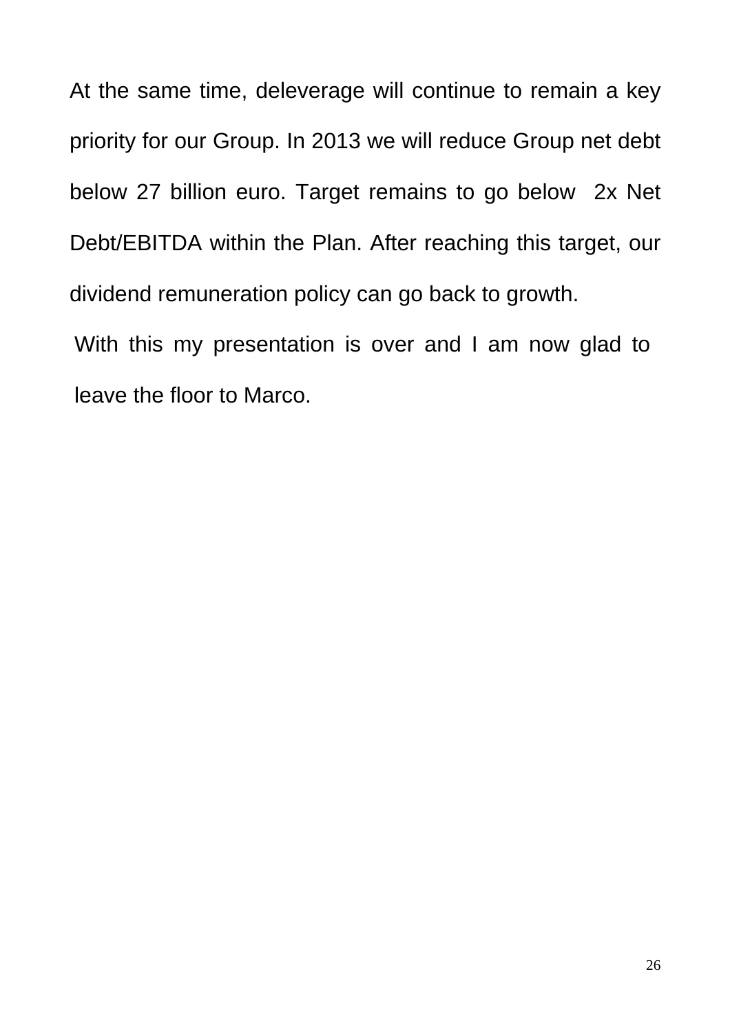At the same time, deleverage will continue to remain a key priority for our Group. In 2013 we will reduce Group net debt below 27 billion euro. Target remains to go below 2x Net Debt/EBITDA within the Plan. After reaching this target, our dividend remuneration policy can go back to growth.

With this my presentation is over and I am now glad to leave the floor to Marco.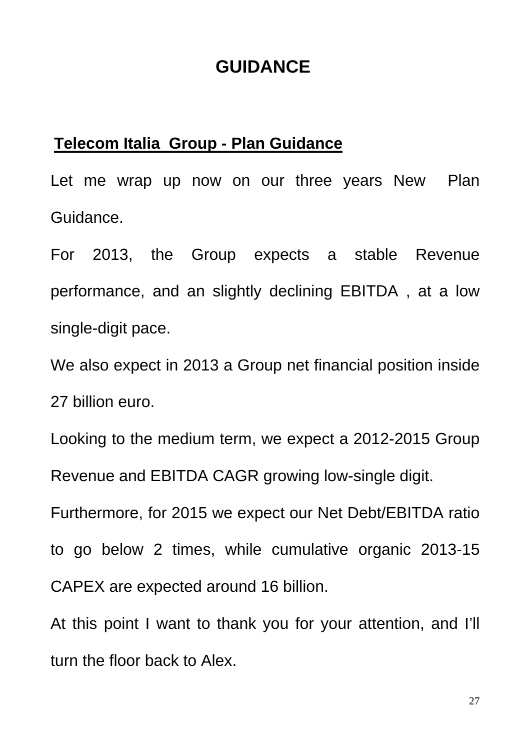# GUIDANCE

**Telecom Italia Group - Plan Guidance**

Let me wrap up now on our three years New Plan Guidance.

For 2013, the Group expects a stable Revenue performance, and an slightly declining EBITDA , at a low single-digit pace.

We also expect in 2013 a Group net financial position inside 27 billion euro.

Looking to the medium term, we expect a 2012-2015 Group Revenue and EBITDA CAGR growing low-single digit.

Furthermore, for 2015 we expect our Net Debt/EBITDA ratio to go below 2 times, while cumulative organic 2013-15 CAPEX are expected around 16 billion.

At this point I want to thank you for your attention, and I'll turn the floor back to Alex.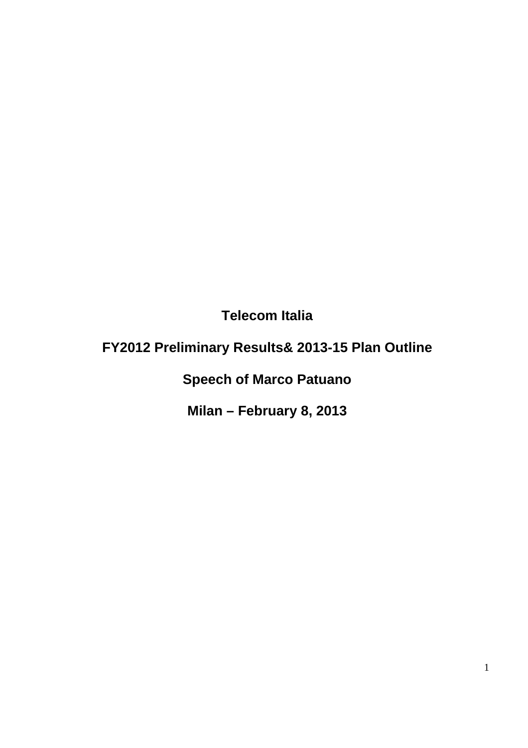**Telecom Italia**

**FY2012 Preliminary Results& 2013-15 Plan Outline**

**Speech of Marco Patuano**

**Milan – February 8, 2013**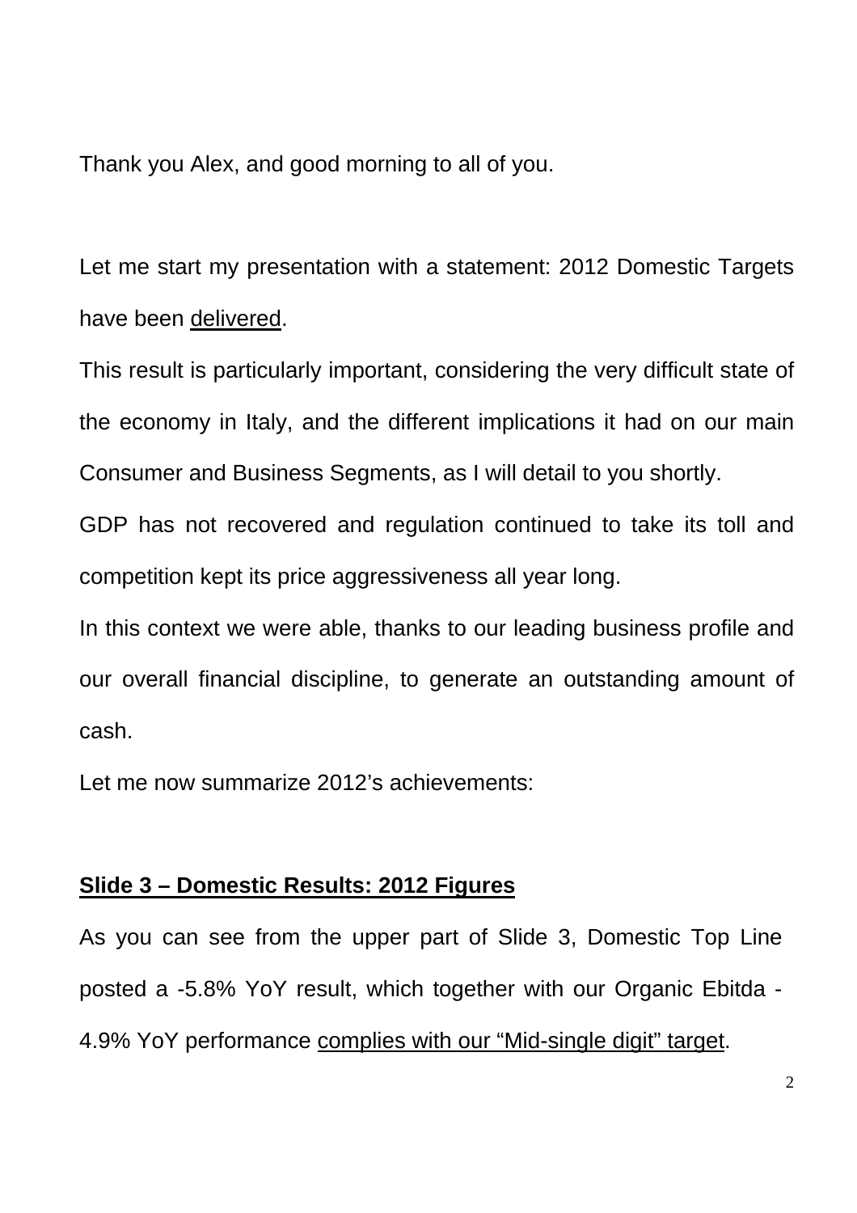Thank you Alex, and good morning to all of you.

Let me start my presentation with a statement: 2012 Domestic Targets have been <u>delivered</u>.

This result is particularly important, considering the very difficult state of the economy in Italy, and the different implications it had on our main Consumer and Business Segments, as I will detail to you shortly.

GDP has not recovered and regulation continued to take its toll and competition kept its price aggressiveness all year long.

In this context we were able, thanks to our leading business profile and our overall financial discipline, to generate an outstanding amount of cash.

Let me now summarize 2012's achievements:

## **<u>Slide 3 – Domestic Results: 2012 Figures</u>**

As you can see from the upper part of Slide 3, Domestic Top Line posted a -5.8% YoY result, which together with our Organic Ebitda -4.9% YoY performance <u>complies with our "Mid-single digit" target</u>.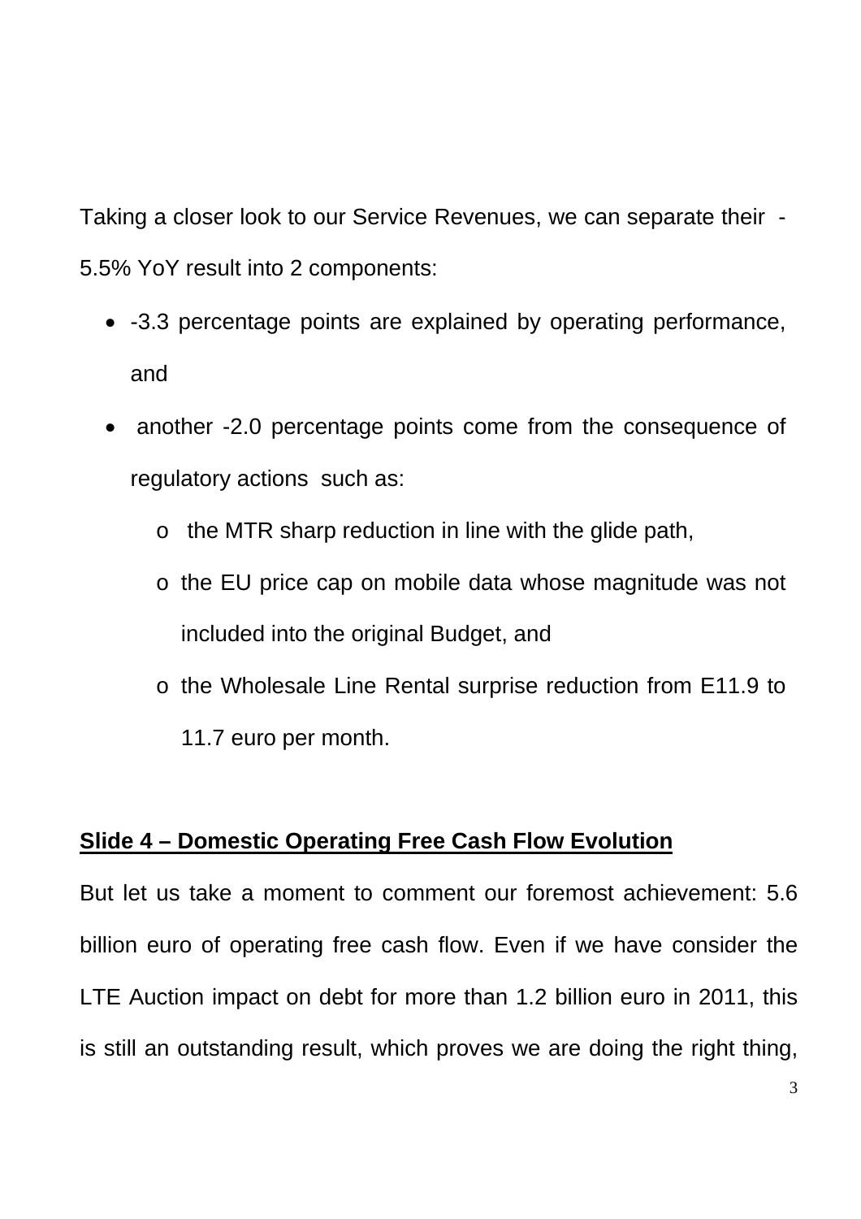Taking a closer look to our Service Revenues, we can separate their -5.5% YoY result into 2 components:

- -3.3 percentage points are explained by operating performance, and
- another -2.0 percentage points come from the consequence of regulatory actions such as:
  - the MTR sharp reduction in line with the glide path,
  - the EU price cap on mobile data whose magnitude was not included into the original Budget, and
  - the Wholesale Line Rental surprise reduction from E11.9 to 11.7 euro per month.

**Slide 4 – Domestic Operating Free Cash Flow Evolution**

But let us take a moment to comment our foremost achievement: 5.6 billion euro of operating free cash flow. Even if we have consider the LTE Auction impact on debt for more than 1.2 billion euro in 2011, this is still an outstanding result, which proves we are doing the right thing,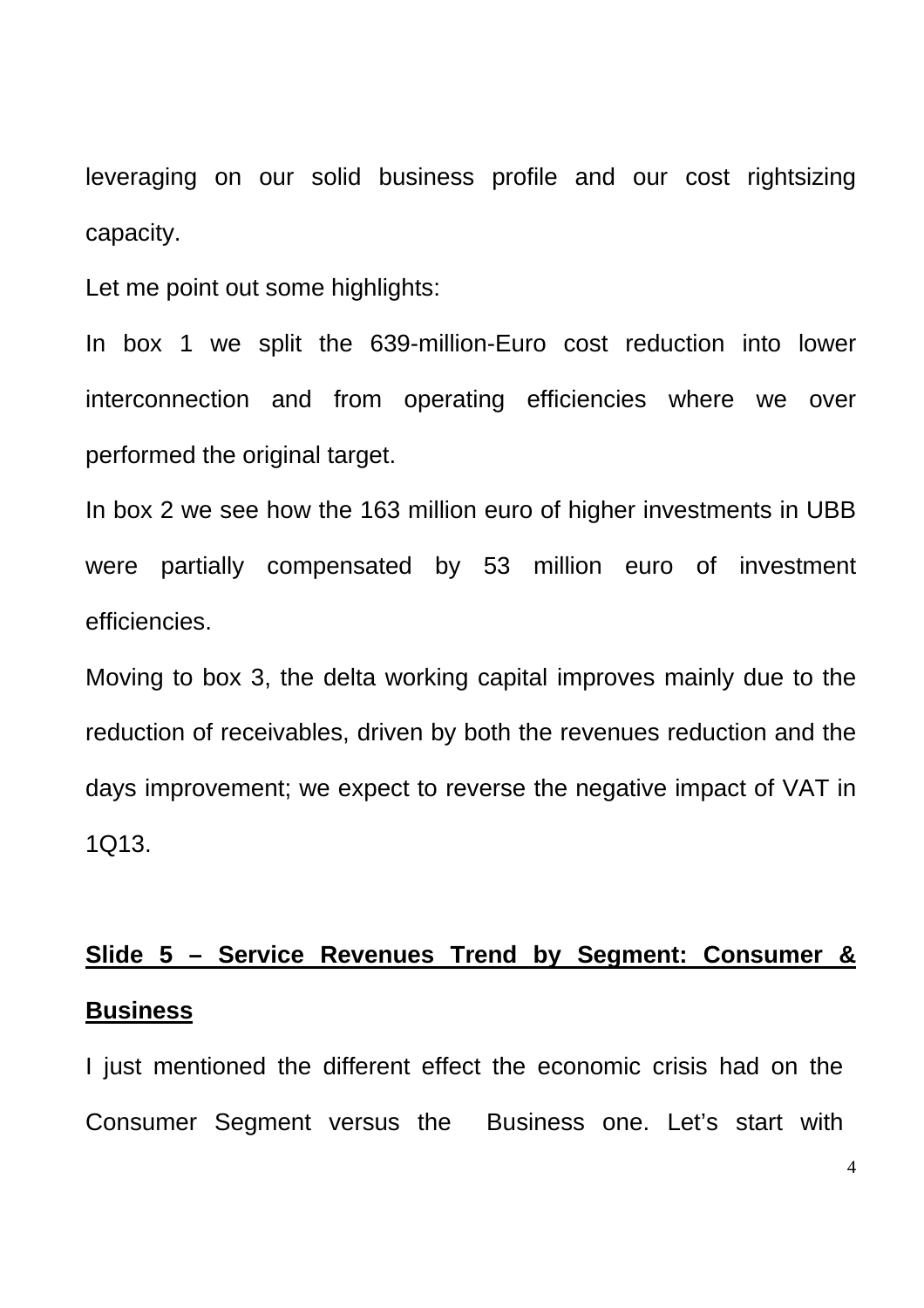leveraging on our solid business profile and our cost rightsizing capacity.

Let me point out some highlights:

In box 1 we split the 639-million-Euro cost reduction into lower interconnection and from operating efficiencies where we over performed the original target.

In box 2 we see how the 163 million euro of higher investments in UBB were partially compensated by 53 million euro of investment efficiencies.

Moving to box 3, the delta working capital improves mainly due to the reduction of receivables, driven by both the revenues reduction and the days improvement; we expect to reverse the negative impact of VAT in 1Q13.

**Slide 5 – Service Revenues Trend by Segment: Consumer & Business**

I just mentioned the different effect the economic crisis had on the Consumer Segment versus the Business one. Let's start with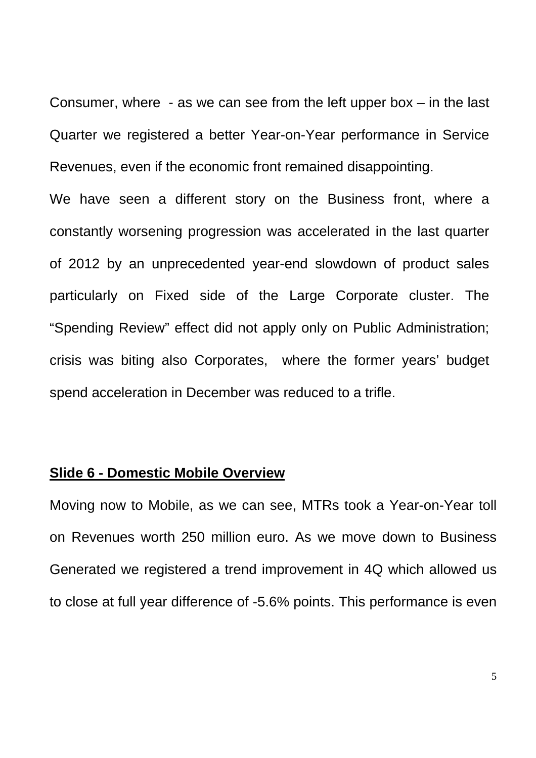Consumer, where  - as we can see from the left upper box – in the last Quarter we registered a better Year-on-Year performance in Service Revenues, even if the economic front remained disappointing.

We have seen a different story on the Business front, where a constantly worsening progression was accelerated in the last quarter of 2012 by an unprecedented year-end slowdown of product sales particularly on Fixed side of the Large Corporate cluster. The "Spending Review" effect did not apply only on Public Administration; crisis was biting also Corporates,  where the former years' budget spend acceleration in December was reduced to a trifle.

**Slide 6 - Domestic Mobile Overview**

Moving now to Mobile, as we can see, MTRs took a Year-on-Year toll on Revenues worth 250 million euro. As we move down to Business Generated we registered a trend improvement in 4Q which allowed us to close at full year difference of -5.6% points. This performance is even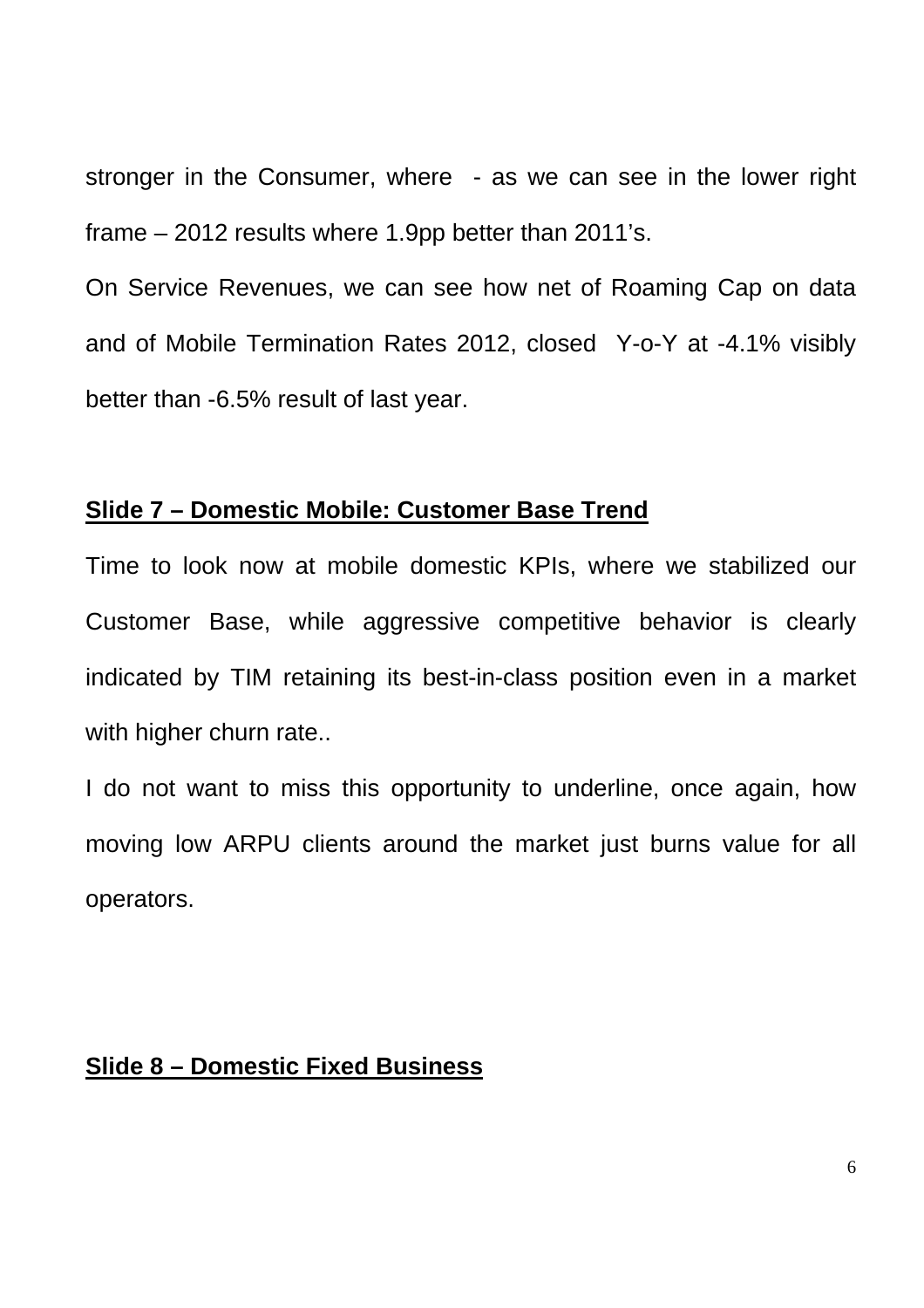stronger in the Consumer, where - as we can see in the lower right frame – 2012 results where 1.9pp better than 2011's.

On Service Revenues, we can see how net of Roaming Cap on data and of Mobile Termination Rates 2012, closed Y-o-Y at -4.1% visibly better than -6.5% result of last year.

## Slide 7 – Domestic Mobile: Customer Base Trend

Time to look now at mobile domestic KPIs, where we stabilized our Customer Base, while aggressive competitive behavior is clearly indicated by TIM retaining its best-in-class position even in a market with higher churn rate..

I do not want to miss this opportunity to underline, once again, how moving low ARPU clients around the market just burns value for all operators.

## Slide 8 – Domestic Fixed Business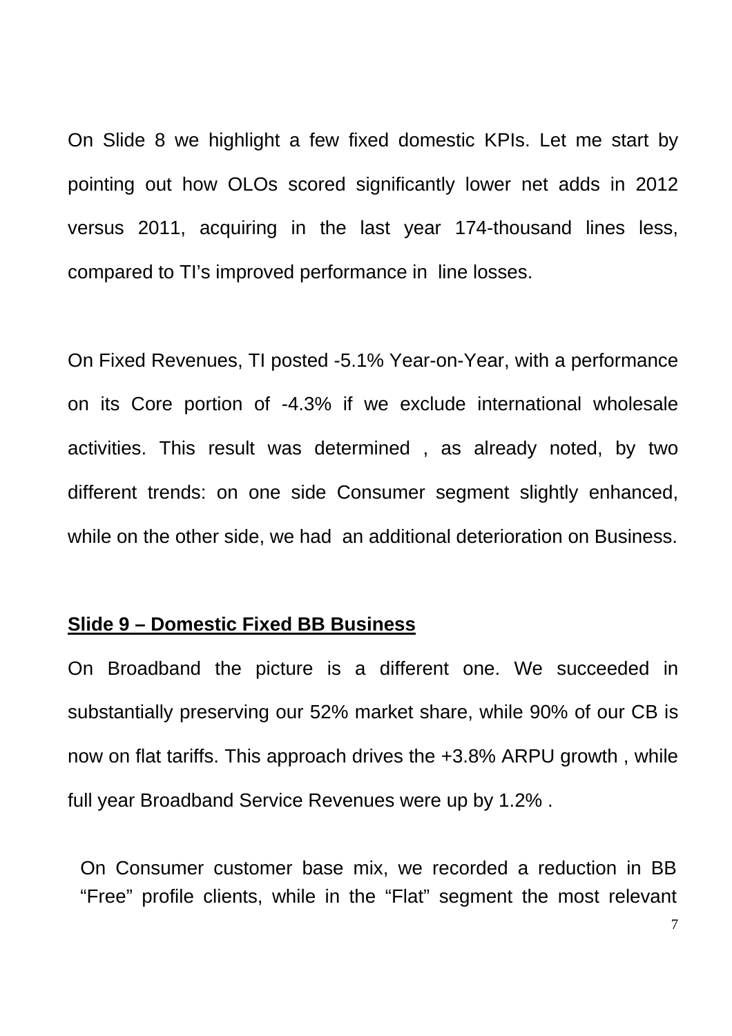On Slide 8 we highlight a few fixed domestic KPIs. Let me start by pointing out how OLOs scored significantly lower net adds in 2012 versus 2011, acquiring in the last year 174-thousand lines less, compared to TI's improved performance in line losses.

On Fixed Revenues, TI posted -5.1% Year-on-Year, with a performance on its Core portion of -4.3% if we exclude international wholesale activities. This result was determined , as already noted, by two different trends: on one side Consumer segment slightly enhanced, while on the other side, we had an additional deterioration on Business.

**Slide 9 – Domestic Fixed BB Business**

On Broadband the picture is a different one. We succeeded in substantially preserving our 52% market share, while 90% of our CB is now on flat tariffs. This approach drives the +3.8% ARPU growth , while full year Broadband Service Revenues were up by 1.2% .

On Consumer customer base mix, we recorded a reduction in BB "Free" profile clients, while in the "Flat" segment the most relevant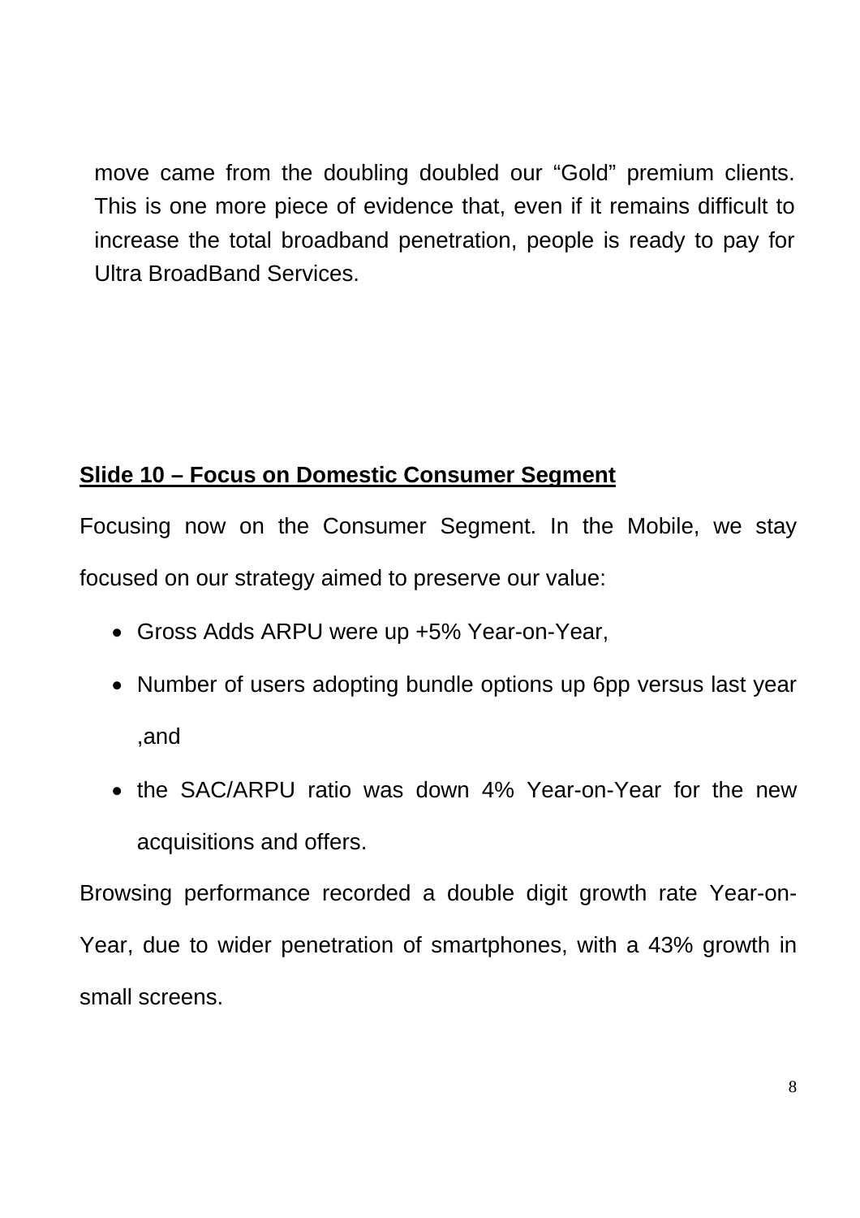move came from the doubling doubled our "Gold" premium clients. This is one more piece of evidence that, even if it remains difficult to increase the total broadband penetration, people is ready to pay for Ultra BroadBand Services.

**Slide 10 – Focus on Domestic Consumer Segment**

Focusing now on the Consumer Segment. In the Mobile, we stay focused on our strategy aimed to preserve our value:

- Gross Adds ARPU were up +5% Year-on-Year,
- Number of users adopting bundle options up 6pp versus last year ,and
- the SAC/ARPU ratio was down 4% Year-on-Year for the new acquisitions and offers.

Browsing performance recorded a double digit growth rate Year-on-Year, due to wider penetration of smartphones, with a 43% growth in small screens.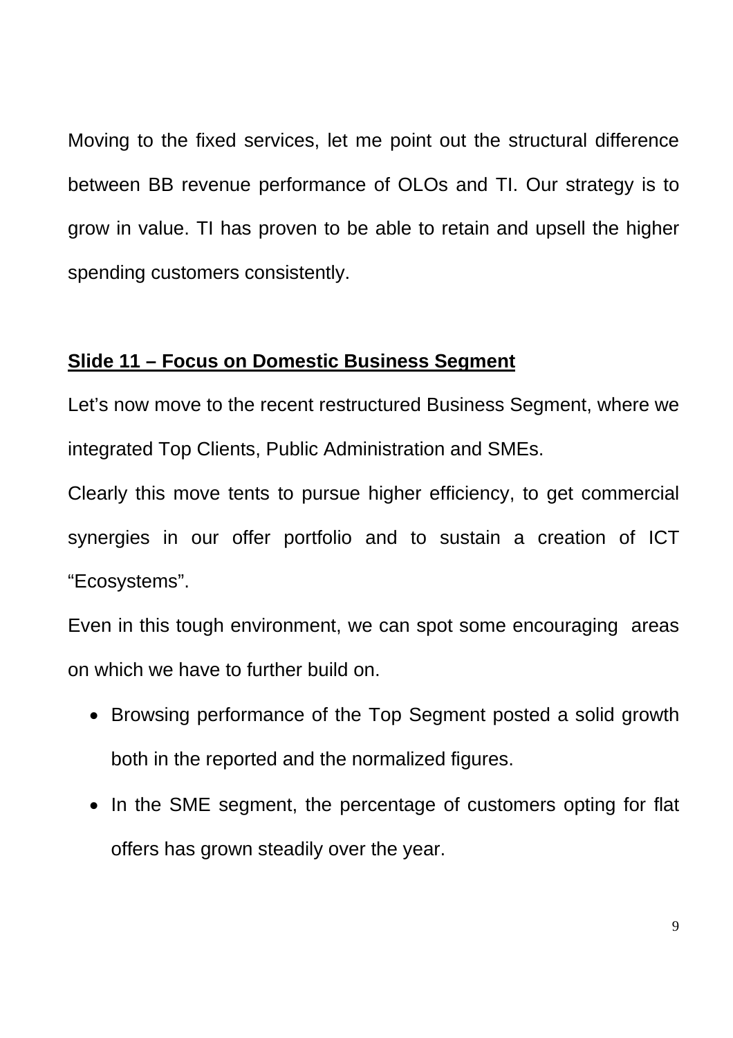Moving to the fixed services, let me point out the structural difference between BB revenue performance of OLOs and TI. Our strategy is to grow in value. TI has proven to be able to retain and upsell the higher spending customers consistently.

## **Slide 11 – Focus on Domestic Business Segment**

Let's now move to the recent restructured Business Segment, where we integrated Top Clients, Public Administration and SMEs.

Clearly this move tents to pursue higher efficiency, to get commercial synergies in our offer portfolio and to sustain a creation of ICT "Ecosystems".

Even in this tough environment, we can spot some encouraging areas on which we have to further build on.

- Browsing performance of the Top Segment posted a solid growth both in the reported and the normalized figures.
- In the SME segment, the percentage of customers opting for flat offers has grown steadily over the year.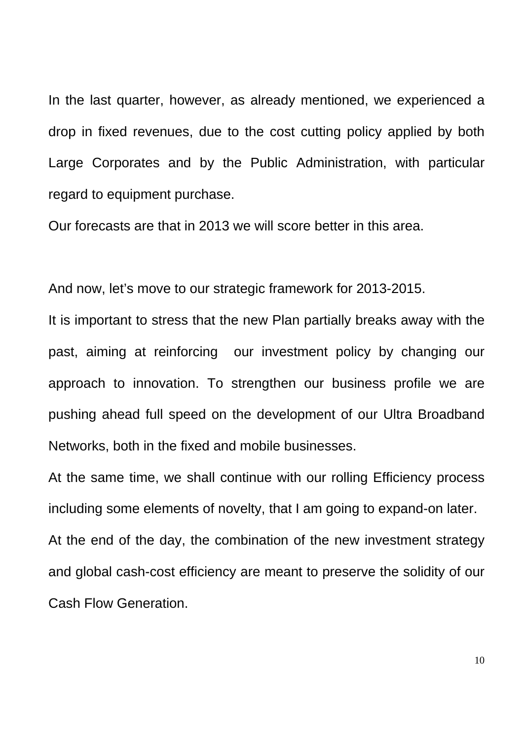In the last quarter, however, as already mentioned, we experienced a drop in fixed revenues, due to the cost cutting policy applied by both Large Corporates and by the Public Administration, with particular regard to equipment purchase.

Our forecasts are that in 2013 we will score better in this area.

And now, let's move to our strategic framework for 2013-2015.

It is important to stress that the new Plan partially breaks away with the past, aiming at reinforcing our investment policy by changing our approach to innovation. To strengthen our business profile we are pushing ahead full speed on the development of our Ultra Broadband Networks, both in the fixed and mobile businesses.

At the same time, we shall continue with our rolling Efficiency process including some elements of novelty, that I am going to expand-on later.

At the end of the day, the combination of the new investment strategy and global cash-cost efficiency are meant to preserve the solidity of our Cash Flow Generation.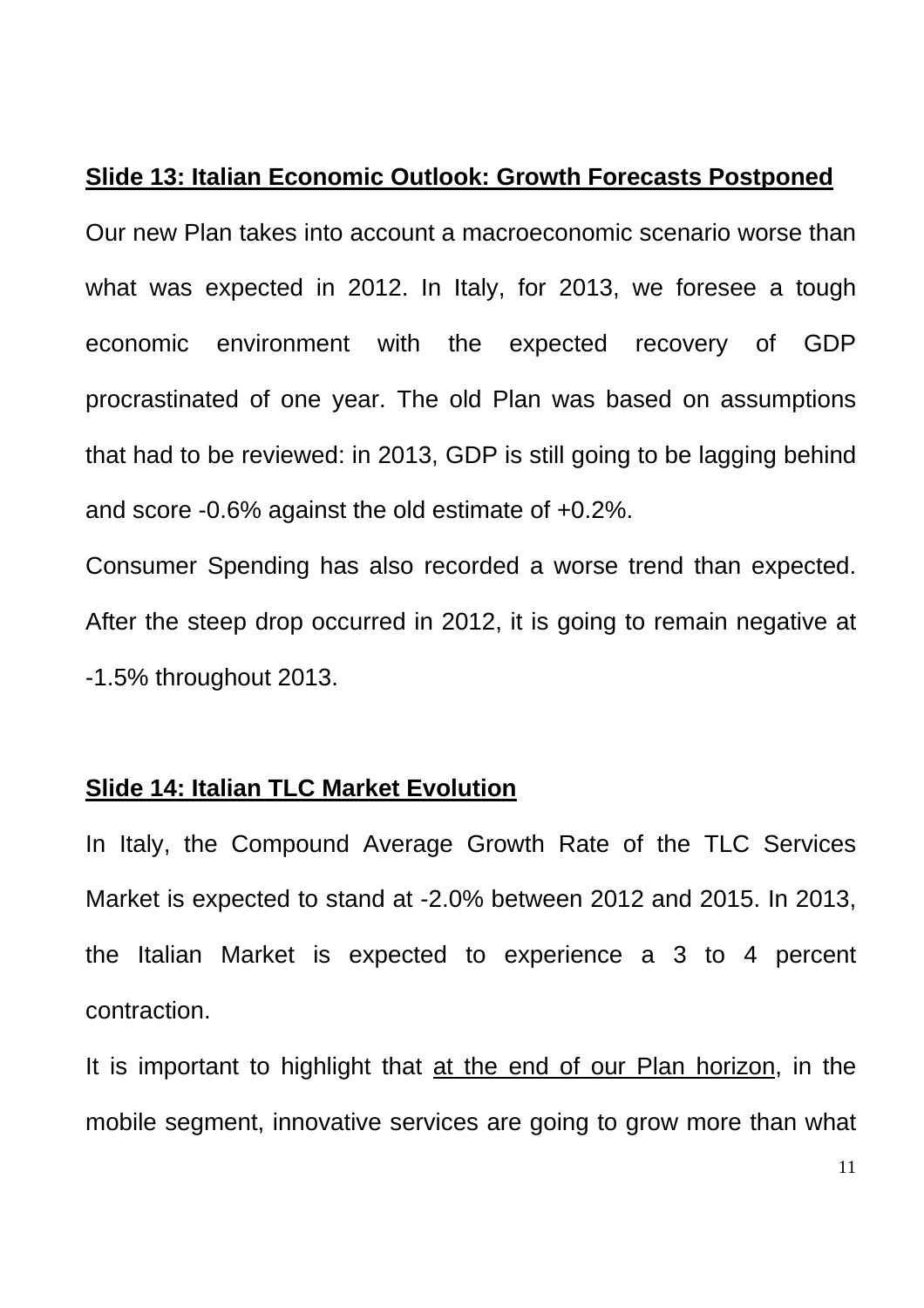**<u>Slide 13: Italian Economic Outlook: Growth Forecasts Postponed</u>**

Our new Plan takes into account a macroeconomic scenario worse than what was expected in 2012. In Italy, for 2013, we foresee a tough economic environment with the expected recovery of GDP procrastinated of one year. The old Plan was based on assumptions that had to be reviewed: in 2013, GDP is still going to be lagging behind and score -0.6% against the old estimate of +0.2%.

Consumer Spending has also recorded a worse trend than expected. After the steep drop occurred in 2012, it is going to remain negative at -1.5% throughout 2013.

**<u>Slide 14: Italian TLC Market Evolution</u>**

In Italy, the Compound Average Growth Rate of the TLC Services Market is expected to stand at -2.0% between 2012 and 2015. In 2013, the Italian Market is expected to experience a 3 to 4 percent contraction.

It is important to highlight that <u>at the end of our Plan horizon</u>, in the mobile segment, innovative services are going to grow more than what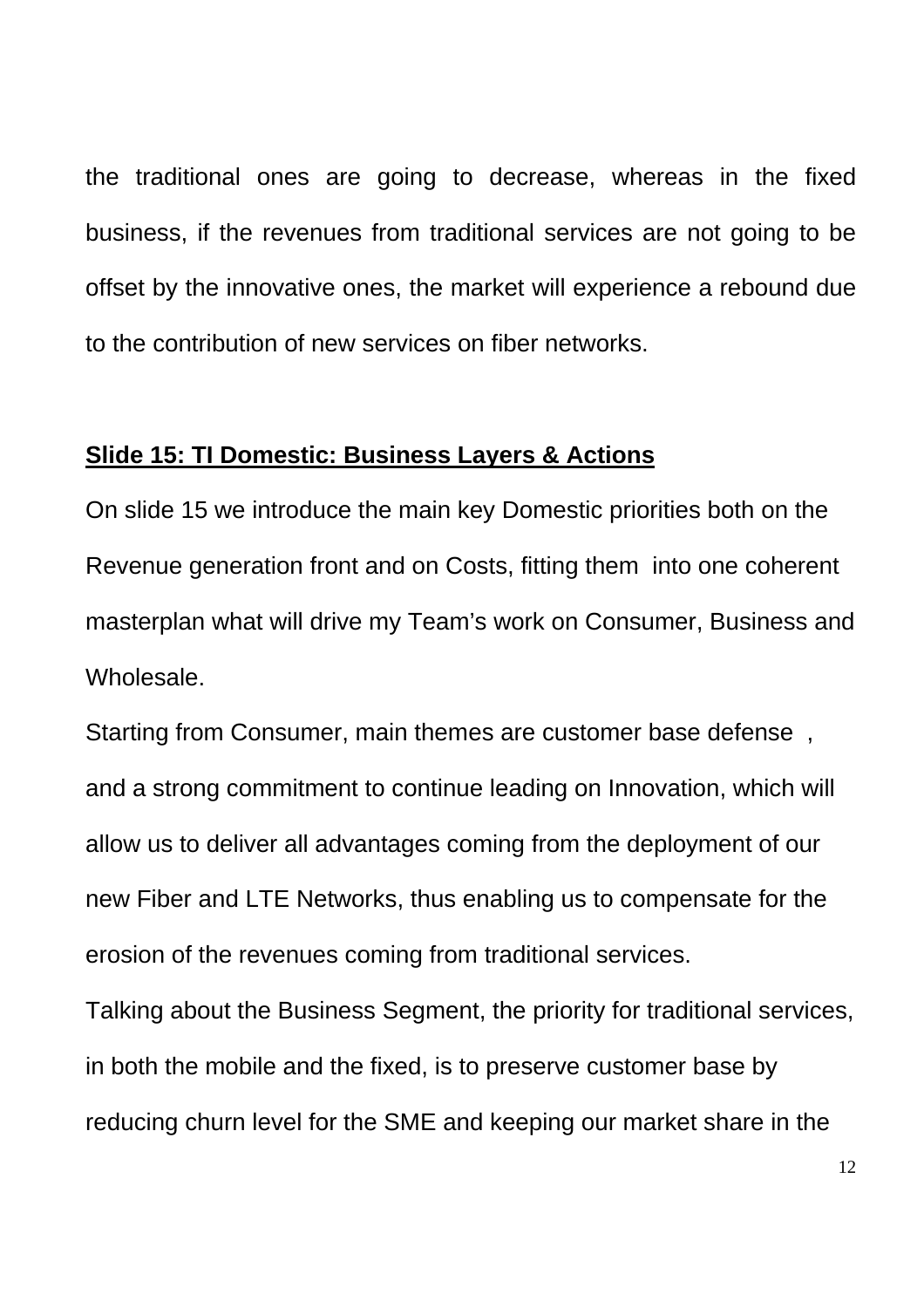the traditional ones are going to decrease, whereas in the fixed business, if the revenues from traditional services are not going to be offset by the innovative ones, the market will experience a rebound due to the contribution of new services on fiber networks.

**Slide 15: TI Domestic: Business Layers & Actions**

On slide 15 we introduce the main key Domestic priorities both on the Revenue generation front and on Costs, fitting them into one coherent masterplan what will drive my Team's work on Consumer, Business and Wholesale.

Starting from Consumer, main themes are customer base defense , and a strong commitment to continue leading on Innovation, which will allow us to deliver all advantages coming from the deployment of our new Fiber and LTE Networks, thus enabling us to compensate for the erosion of the revenues coming from traditional services.

Talking about the Business Segment, the priority for traditional services, in both the mobile and the fixed, is to preserve customer base by reducing churn level for the SME and keeping our market share in the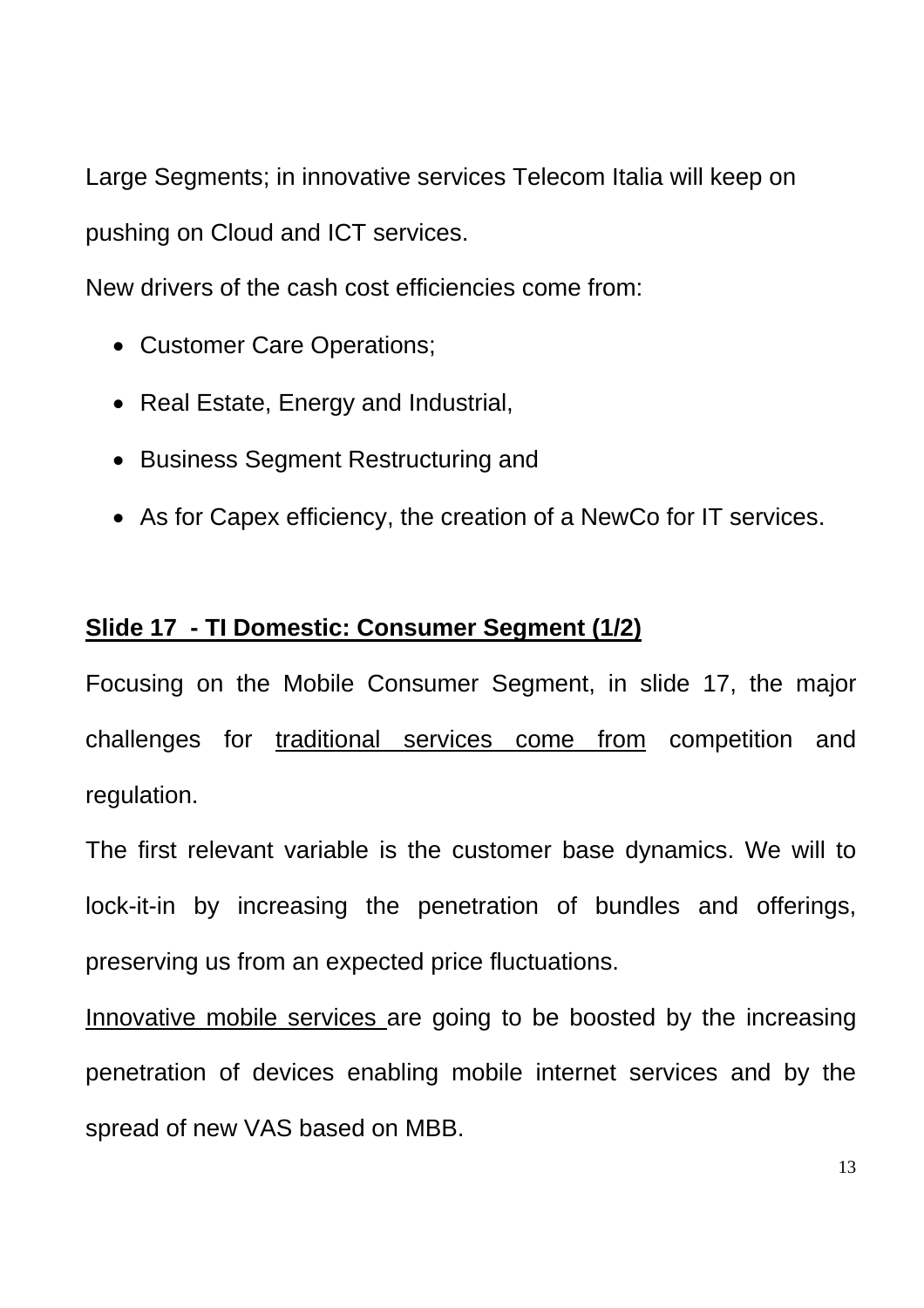Large Segments; in innovative services Telecom Italia will keep on pushing on Cloud and ICT services.

New drivers of the cash cost efficiencies come from:

- Customer Care Operations;
- Real Estate, Energy and Industrial,
- Business Segment Restructuring and
- As for Capex efficiency, the creation of a NewCo for IT services.

**Slide 17 - TI Domestic: Consumer Segment (1/2)**

Focusing on the Mobile Consumer Segment, in slide 17, the major challenges for traditional services come from competition and regulation.

The first relevant variable is the customer base dynamics. We will to lock-it-in by increasing the penetration of bundles and offerings, preserving us from an expected price fluctuations.

Innovative mobile services are going to be boosted by the increasing penetration of devices enabling mobile internet services and by the spread of new VAS based on MBB.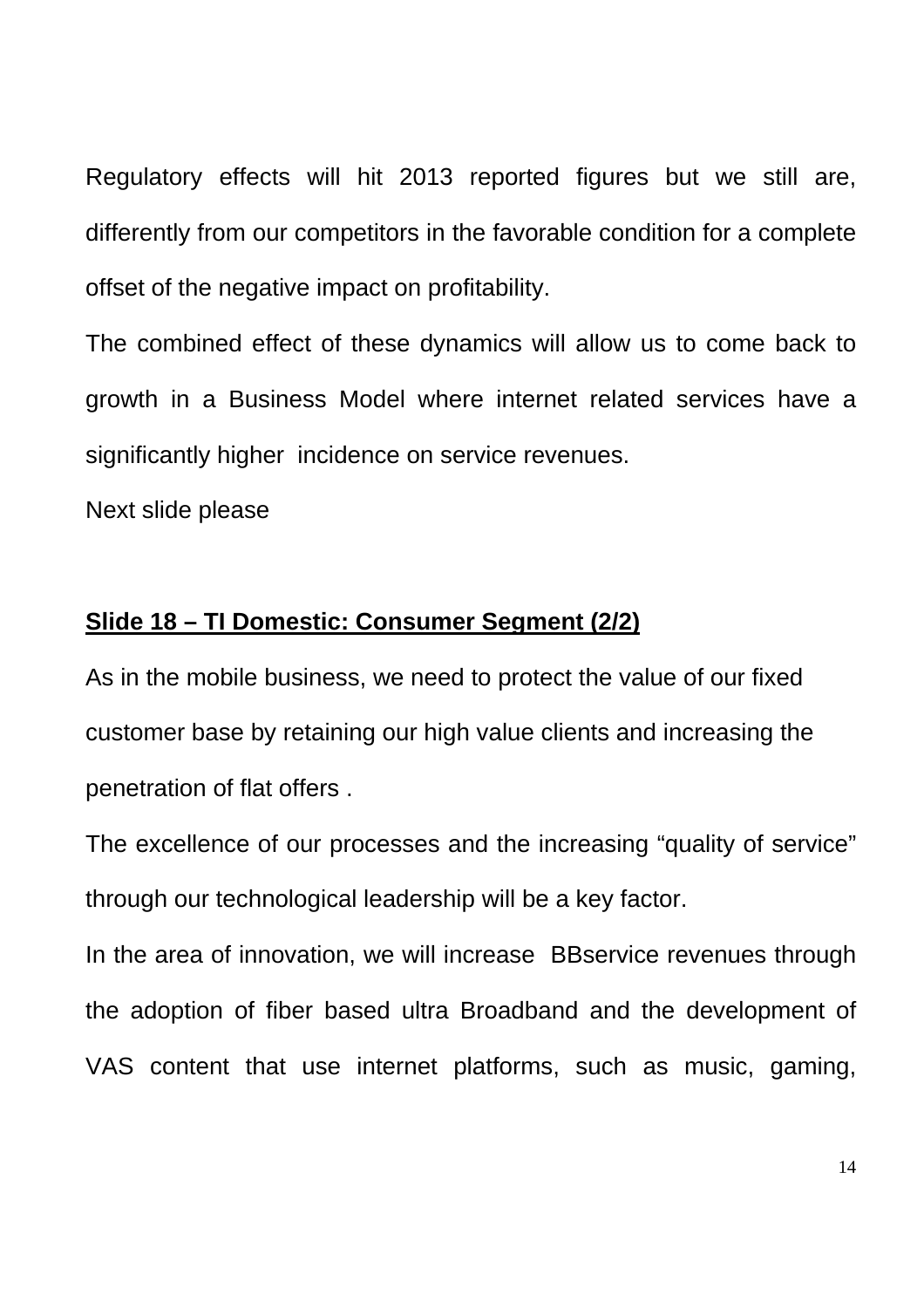Regulatory effects will hit 2013 reported figures but we still are, differently from our competitors in the favorable condition for a complete offset of the negative impact on profitability.

The combined effect of these dynamics will allow us to come back to growth in a Business Model where internet related services have a significantly higher incidence on service revenues.

Next slide please

**Slide 18 – TI Domestic: Consumer Segment (2/2)**

As in the mobile business, we need to protect the value of our fixed customer base by retaining our high value clients and increasing the penetration of flat offers .

The excellence of our processes and the increasing "quality of service" through our technological leadership will be a key factor.

In the area of innovation, we will increase BBservice revenues through the adoption of fiber based ultra Broadband and the development of VAS content that use internet platforms, such as music, gaming,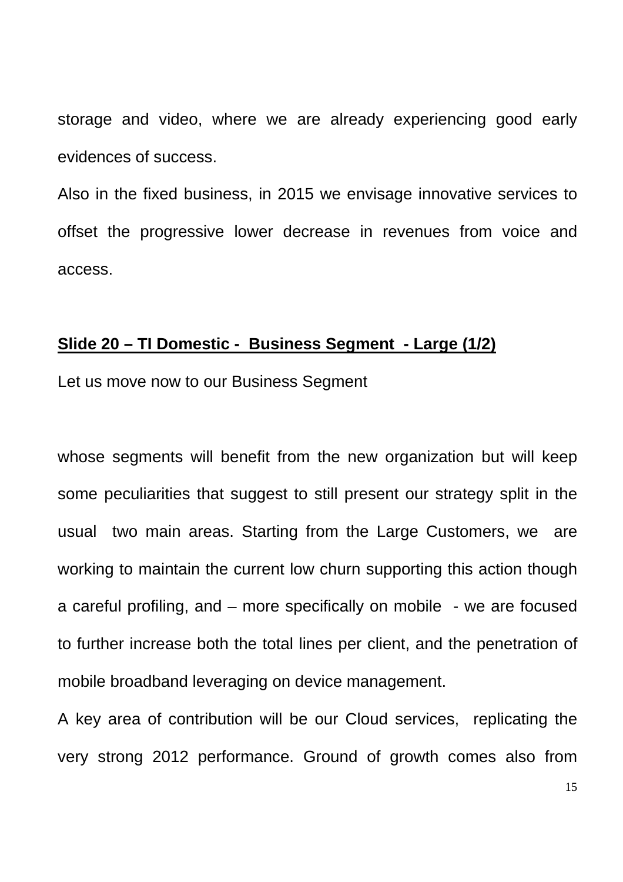storage and video, where we are already experiencing good early evidences of success.

Also in the fixed business, in 2015 we envisage innovative services to offset the progressive lower decrease in revenues from voice and access.

**<u>Slide 20 – TI Domestic - Business Segment - Large (1/2)</u>**

Let us move now to our Business Segment

whose segments will benefit from the new organization but will keep some peculiarities that suggest to still present our strategy split in the usual two main areas. Starting from the Large Customers, we are working to maintain the current low churn supporting this action though a careful profiling, and – more specifically on mobile - we are focused to further increase both the total lines per client, and the penetration of mobile broadband leveraging on device management.

A key area of contribution will be our Cloud services, replicating the very strong 2012 performance. Ground of growth comes also from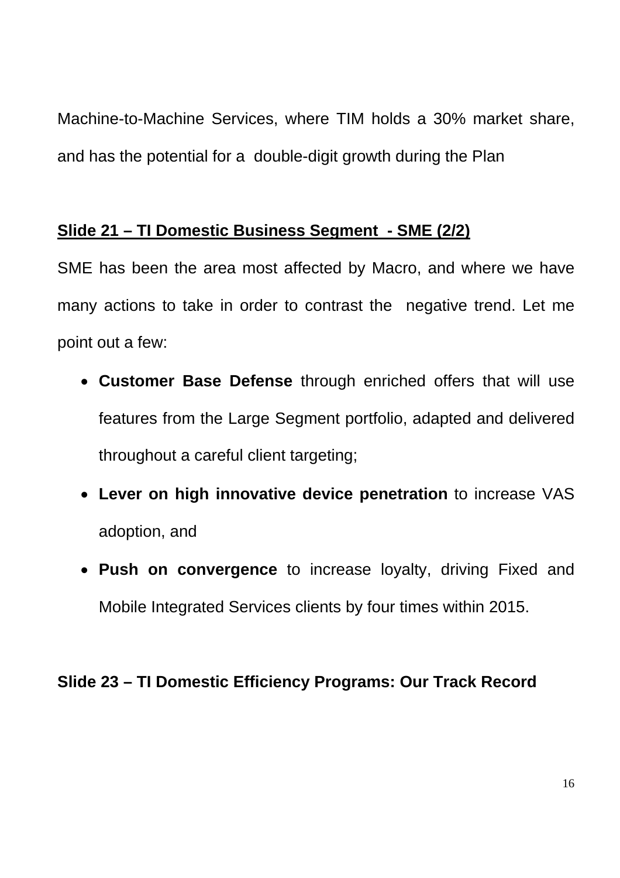Machine-to-Machine Services, where TIM holds a 30% market share, and has the potential for a double-digit growth during the Plan

**Slide 21 – TI Domestic Business Segment - SME (2/2)**

SME has been the area most affected by Macro, and where we have many actions to take in order to contrast the negative trend. Let me point out a few:

- **Customer Base Defense** through enriched offers that will use features from the Large Segment portfolio, adapted and delivered throughout a careful client targeting;
- **Lever on high innovative device penetration** to increase VAS adoption, and
- **Push on convergence** to increase loyalty, driving Fixed and Mobile Integrated Services clients by four times within 2015.

**Slide 23 – TI Domestic Efficiency Programs: Our Track Record**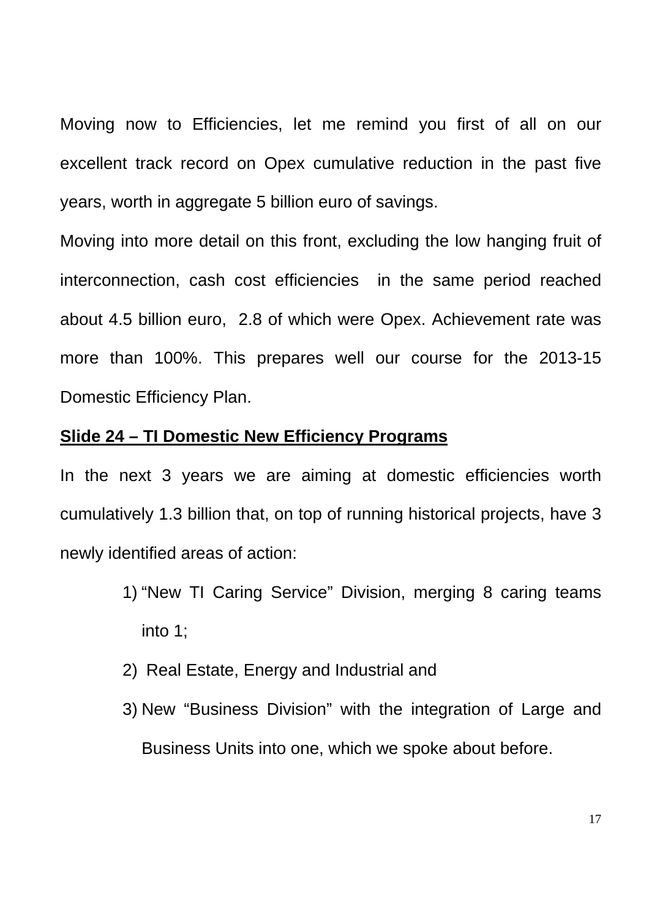Moving now to Efficiencies, let me remind you first of all on our excellent track record on Opex cumulative reduction in the past five years, worth in aggregate 5 billion euro of savings.

Moving into more detail on this front, excluding the low hanging fruit of interconnection, cash cost efficiencies in the same period reached about 4.5 billion euro, 2.8 of which were Opex. Achievement rate was more than 100%. This prepares well our course for the 2013-15 Domestic Efficiency Plan.

**<u>Slide 24 – TI Domestic New Efficiency Programs</u>**

In the next 3 years we are aiming at domestic efficiencies worth cumulatively 1.3 billion that, on top of running historical projects, have 3 newly identified areas of action:

1) “New TI Caring Service” Division, merging 8 caring teams into 1;
2) Real Estate, Energy and Industrial and
3) New “Business Division” with the integration of Large and Business Units into one, which we spoke about before.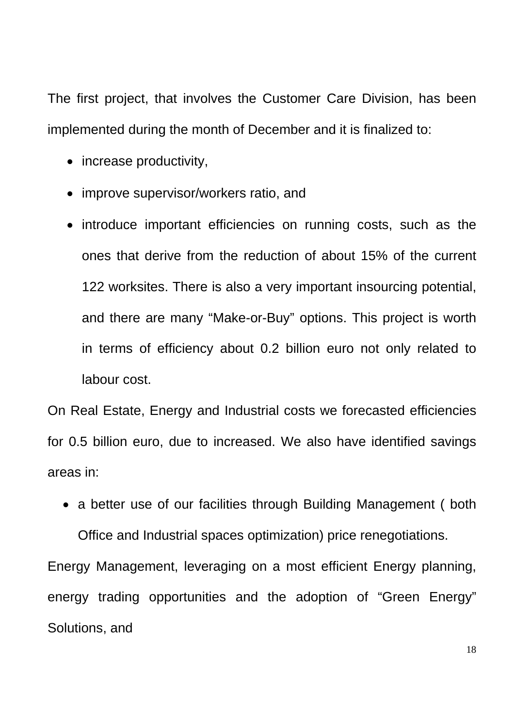The first project, that involves the Customer Care Division, has been implemented during the month of December and it is finalized to:

- increase productivity,
- improve supervisor/workers ratio, and
- introduce important efficiencies on running costs, such as the ones that derive from the reduction of about 15% of the current 122 worksites. There is also a very important insourcing potential, and there are many “Make-or-Buy” options. This project is worth in terms of efficiency about 0.2 billion euro not only related to labour cost.

On Real Estate, Energy and Industrial costs we forecasted efficiencies for 0.5 billion euro, due to increased. We also have identified savings areas in:

- a better use of our facilities through Building Management ( both Office and Industrial spaces optimization) price renegotiations.

Energy Management, leveraging on a most efficient Energy planning, energy trading opportunities and the adoption of “Green Energy” Solutions, and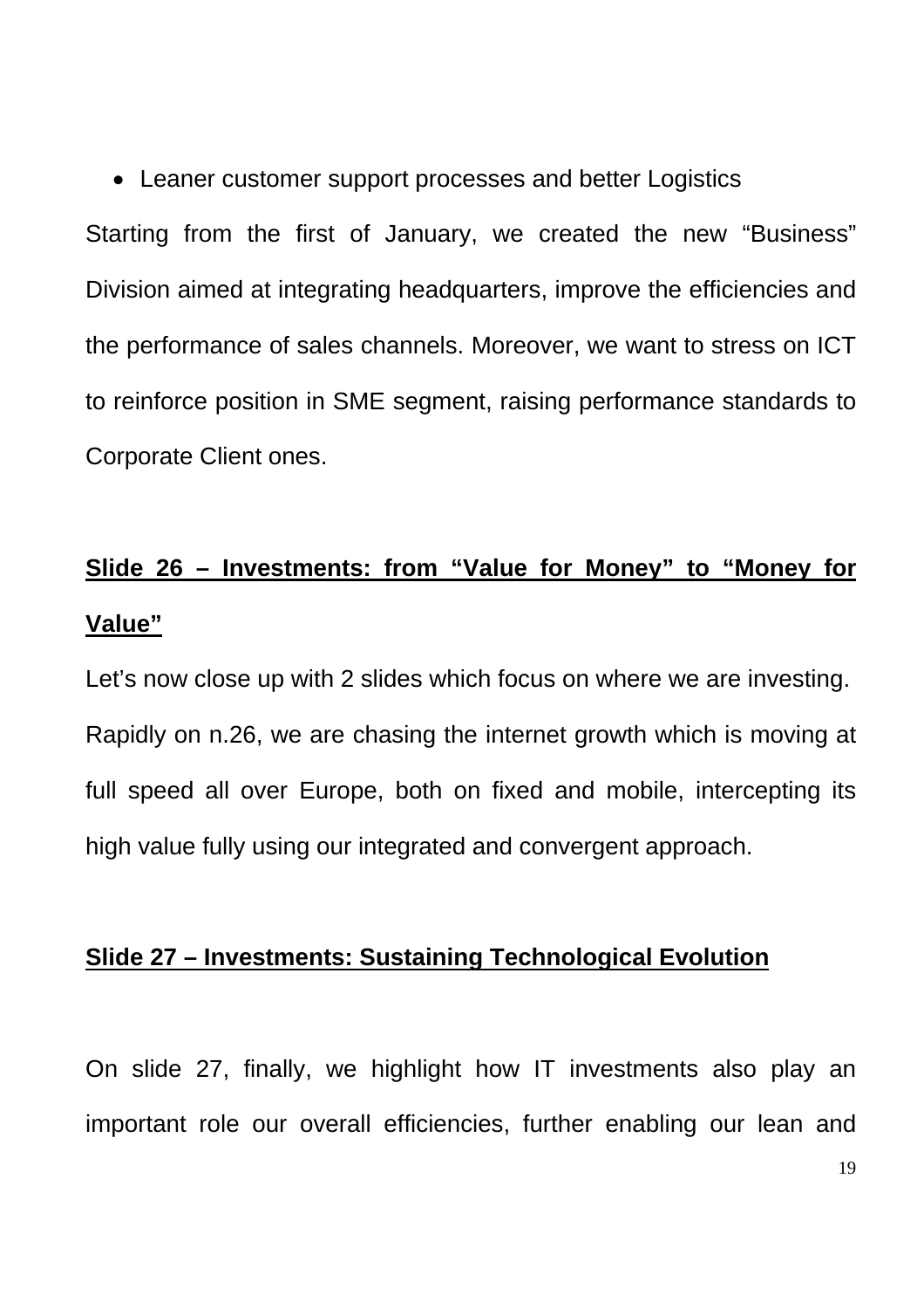- Leaner customer support processes and better Logistics

Starting from the first of January, we created the new “Business” Division aimed at integrating headquarters, improve the efficiencies and the performance of sales channels. Moreover, we want to stress on ICT to reinforce position in SME segment, raising performance standards to Corporate Client ones.

**Slide 26 – Investments: from “Value for Money” to “Money for Value”**

Let’s now close up with 2 slides which focus on where we are investing. Rapidly on n.26, we are chasing the internet growth which is moving at full speed all over Europe, both on fixed and mobile, intercepting its high value fully using our integrated and convergent approach.

**Slide 27 – Investments: Sustaining Technological Evolution**

On slide 27, finally, we highlight how IT investments also play an important role our overall efficiencies, further enabling our lean and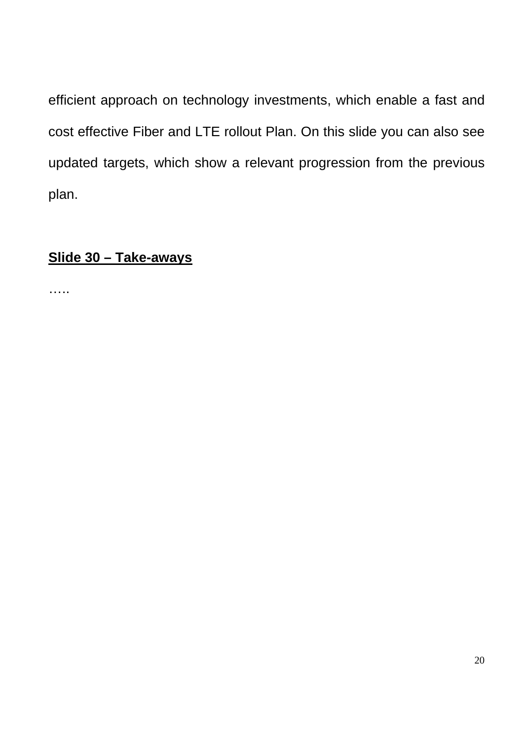efficient approach on technology investments, which enable a fast and cost effective Fiber and LTE rollout Plan. On this slide you can also see updated targets, which show a relevant progression from the previous plan.

**Slide 30 – Take-aways**

…..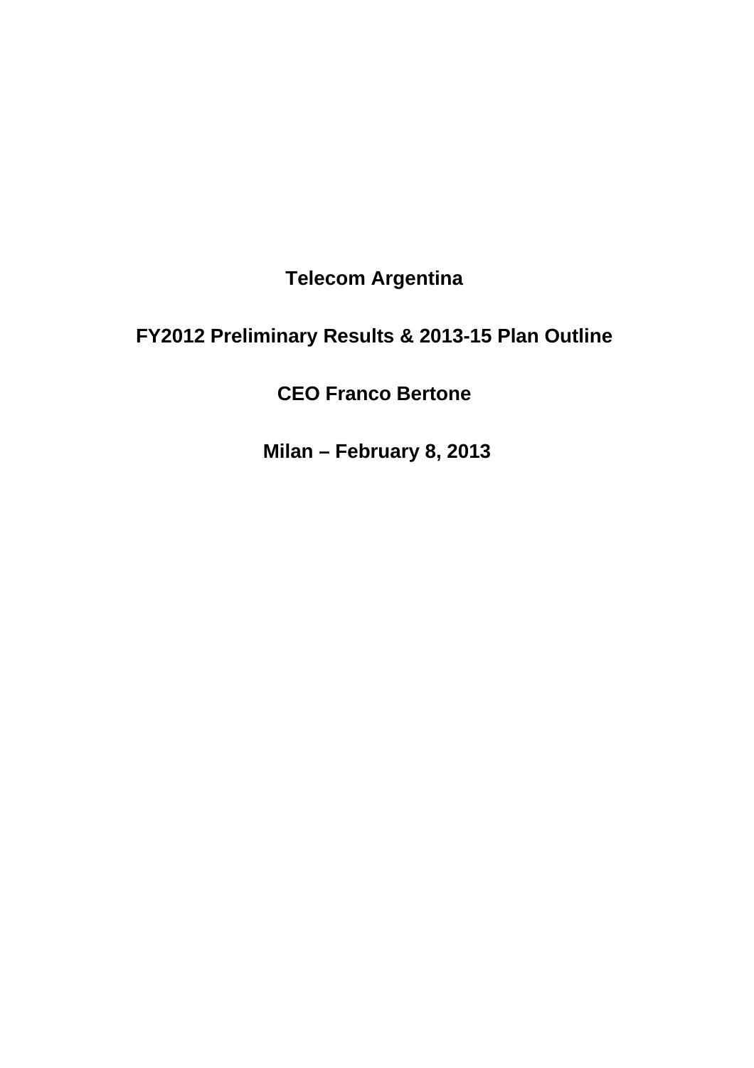**Telecom Argentina**

**FY2012 Preliminary Results & 2013-15 Plan Outline**

**CEO Franco Bertone**

**Milan – February 8, 2013**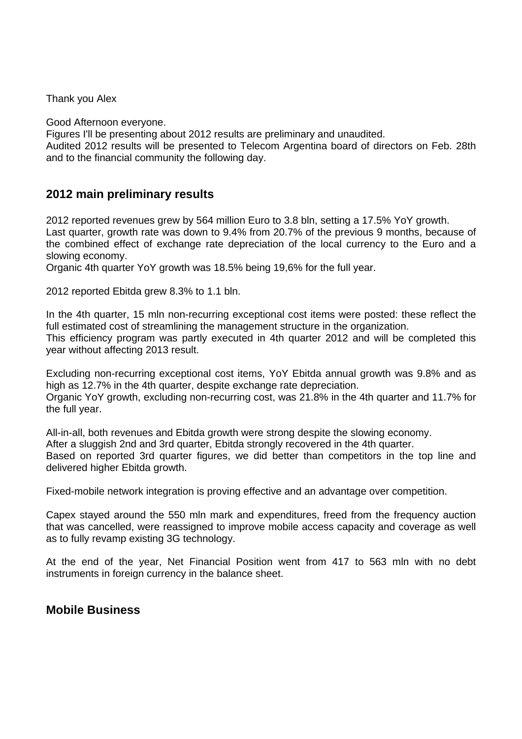Thank you Alex

Good Afternoon everyone.
Figures I'll be presenting about 2012 results are preliminary and unaudited.
Audited 2012 results will be presented to Telecom Argentina board of directors on Feb. 28th and to the financial community the following day.

## 2012 main preliminary results

2012 reported revenues grew by 564 million Euro to 3.8 bln, setting a 17.5% YoY growth.
Last quarter, growth rate was down to 9.4% from 20.7% of the previous 9 months, because of the combined effect of exchange rate depreciation of the local currency to the Euro and a slowing economy.
Organic 4th quarter YoY growth was 18.5% being 19,6% for the full year.

2012 reported Ebitda grew 8.3% to 1.1 bln.

In the 4th quarter, 15 mln non-recurring exceptional cost items were posted: these reflect the full estimated cost of streamlining the management structure in the organization.
This efficiency program was partly executed in 4th quarter 2012 and will be completed this year without affecting 2013 result.

Excluding non-recurring exceptional cost items, YoY Ebitda annual growth was 9.8% and as high as 12.7% in the 4th quarter, despite exchange rate depreciation.
Organic YoY growth, excluding non-recurring cost, was 21.8% in the 4th quarter and 11.7% for the full year.

All-in-all, both revenues and Ebitda growth were strong despite the slowing economy.
After a sluggish 2nd and 3rd quarter, Ebitda strongly recovered in the 4th quarter.
Based on reported 3rd quarter figures, we did better than competitors in the top line and delivered higher Ebitda growth.

Fixed-mobile network integration is proving effective and an advantage over competition.

Capex stayed around the 550 mln mark and expenditures, freed from the frequency auction that was cancelled, were reassigned to improve mobile access capacity and coverage as well as to fully revamp existing 3G technology.

At the end of the year, Net Financial Position went from 417 to 563 mln with no debt instruments in foreign currency in the balance sheet.

## Mobile Business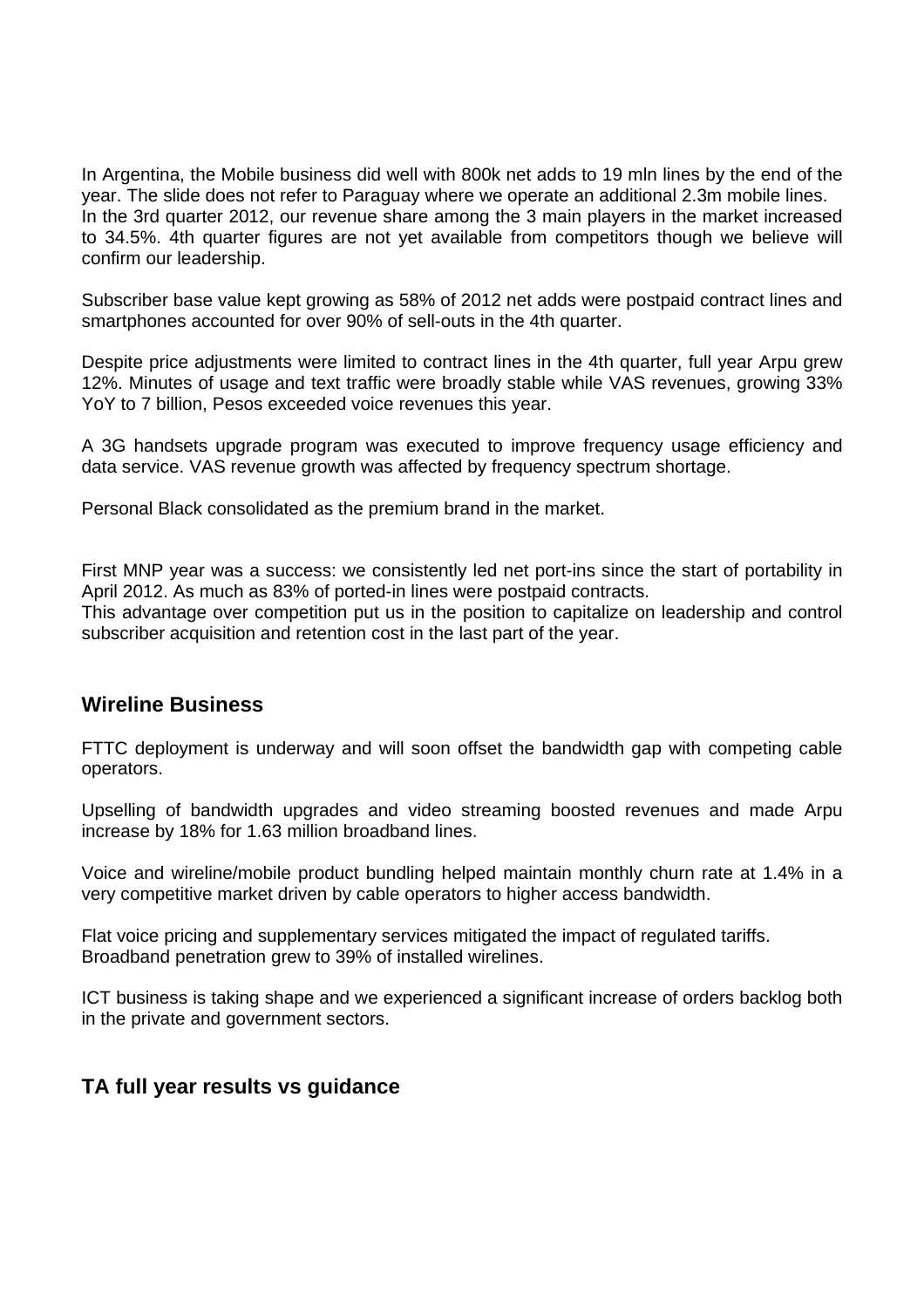In Argentina, the Mobile business did well with 800k net adds to 19 mln lines by the end of the year. The slide does not refer to Paraguay where we operate an additional 2.3m mobile lines.
In the 3rd quarter 2012, our revenue share among the 3 main players in the market increased to 34.5%. 4th quarter figures are not yet available from competitors though we believe will confirm our leadership.

Subscriber base value kept growing as 58% of 2012 net adds were postpaid contract lines and smartphones accounted for over 90% of sell-outs in the 4th quarter.

Despite price adjustments were limited to contract lines in the 4th quarter, full year Arpu grew 12%. Minutes of usage and text traffic were broadly stable while VAS revenues, growing 33% YoY to 7 billion, Pesos exceeded voice revenues this year.

A 3G handsets upgrade program was executed to improve frequency usage efficiency and data service. VAS revenue growth was affected by frequency spectrum shortage.

Personal Black consolidated as the premium brand in the market.

First MNP year was a success: we consistently led net port-ins since the start of portability in April 2012. As much as 83% of ported-in lines were postpaid contracts.
This advantage over competition put us in the position to capitalize on leadership and control subscriber acquisition and retention cost in the last part of the year.

## Wireline Business

FTTC deployment is underway and will soon offset the bandwidth gap with competing cable operators.

Upselling of bandwidth upgrades and video streaming boosted revenues and made Arpu increase by 18% for 1.63 million broadband lines.

Voice and wireline/mobile product bundling helped maintain monthly churn rate at 1.4% in a very competitive market driven by cable operators to higher access bandwidth.

Flat voice pricing and supplementary services mitigated the impact of regulated tariffs.
Broadband penetration grew to 39% of installed wirelines.

ICT business is taking shape and we experienced a significant increase of orders backlog both in the private and government sectors.

## TA full year results vs guidance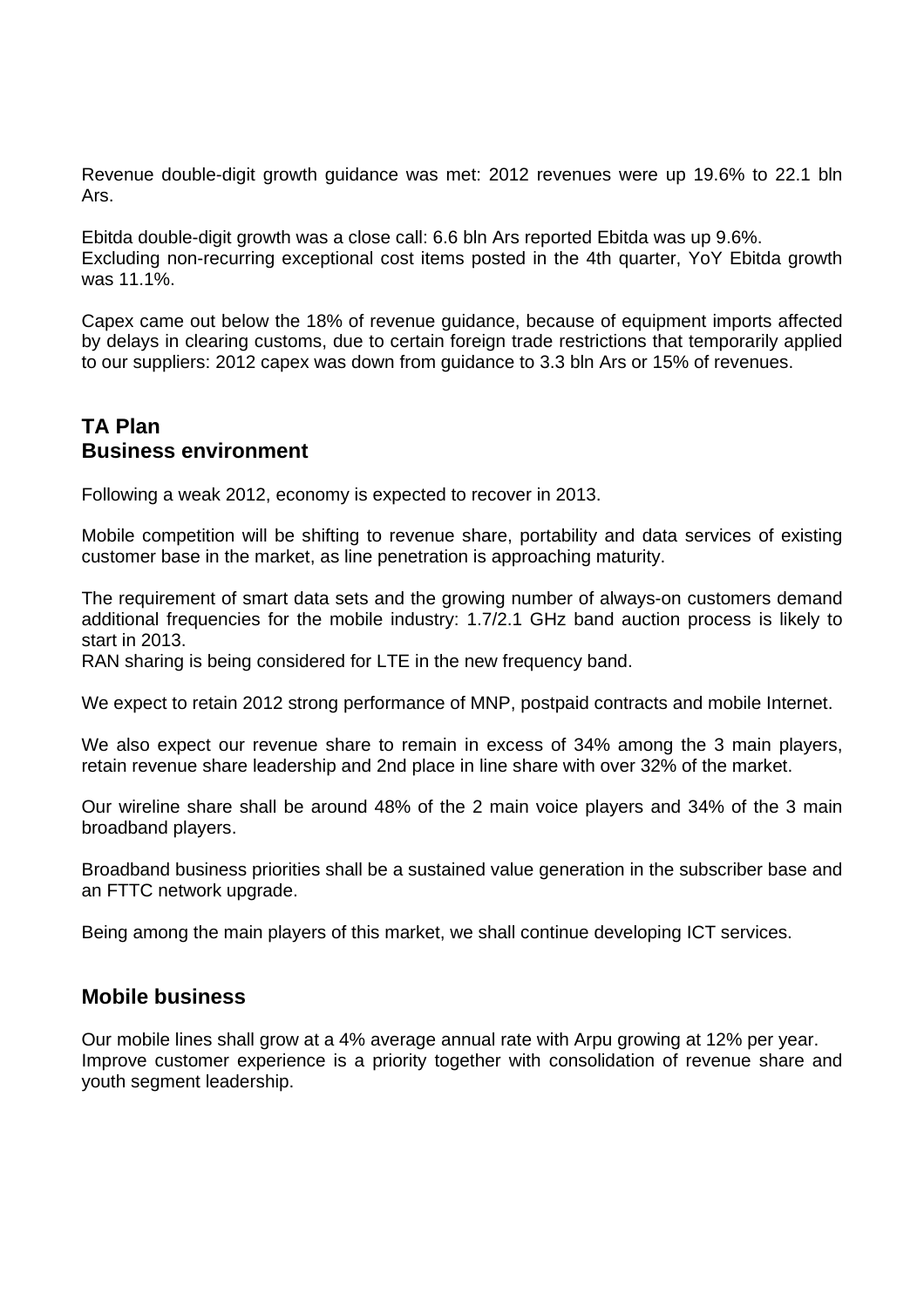Revenue double-digit growth guidance was met: 2012 revenues were up 19.6% to 22.1 bln Ars.

Ebitda double-digit growth was a close call: 6.6 bln Ars reported Ebitda was up 9.6%.
Excluding non-recurring exceptional cost items posted in the 4th quarter, YoY Ebitda growth was 11.1%.

Capex came out below the 18% of revenue guidance, because of equipment imports affected by delays in clearing customs, due to certain foreign trade restrictions that temporarily applied to our suppliers: 2012 capex was down from guidance to 3.3 bln Ars or 15% of revenues.

## TA Plan
## Business environment

Following a weak 2012, economy is expected to recover in 2013.

Mobile competition will be shifting to revenue share, portability and data services of existing customer base in the market, as line penetration is approaching maturity.

The requirement of smart data sets and the growing number of always-on customers demand additional frequencies for the mobile industry: 1.7/2.1 GHz band auction process is likely to start in 2013.
RAN sharing is being considered for LTE in the new frequency band.

We expect to retain 2012 strong performance of MNP, postpaid contracts and mobile Internet.

We also expect our revenue share to remain in excess of 34% among the 3 main players, retain revenue share leadership and 2nd place in line share with over 32% of the market.

Our wireline share shall be around 48% of the 2 main voice players and 34% of the 3 main broadband players.

Broadband business priorities shall be a sustained value generation in the subscriber base and an FTTC network upgrade.

Being among the main players of this market, we shall continue developing ICT services.

## Mobile business

Our mobile lines shall grow at a 4% average annual rate with Arpu growing at 12% per year.
Improve customer experience is a priority together with consolidation of revenue share and youth segment leadership.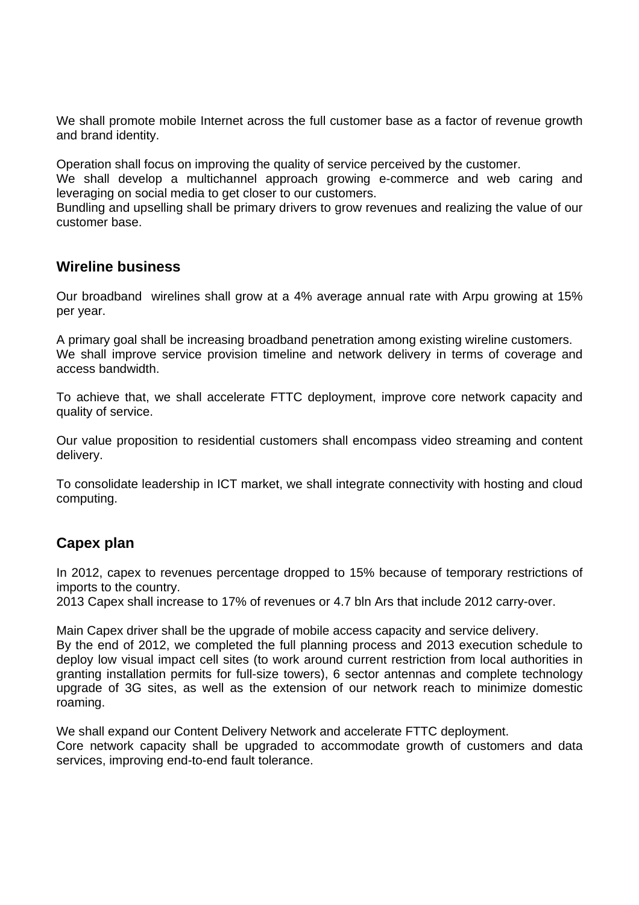We shall promote mobile Internet across the full customer base as a factor of revenue growth and brand identity.

Operation shall focus on improving the quality of service perceived by the customer.
We shall develop a multichannel approach growing e-commerce and web caring and leveraging on social media to get closer to our customers.
Bundling and upselling shall be primary drivers to grow revenues and realizing the value of our customer base.

## Wireline business

Our broadband wirelines shall grow at a 4% average annual rate with Arpu growing at 15% per year.

A primary goal shall be increasing broadband penetration among existing wireline customers.
We shall improve service provision timeline and network delivery in terms of coverage and access bandwidth.

To achieve that, we shall accelerate FTTC deployment, improve core network capacity and quality of service.

Our value proposition to residential customers shall encompass video streaming and content delivery.

To consolidate leadership in ICT market, we shall integrate connectivity with hosting and cloud computing.

## Capex plan

In 2012, capex to revenues percentage dropped to 15% because of temporary restrictions of imports to the country.
2013 Capex shall increase to 17% of revenues or 4.7 bln Ars that include 2012 carry-over.

Main Capex driver shall be the upgrade of mobile access capacity and service delivery.
By the end of 2012, we completed the full planning process and 2013 execution schedule to deploy low visual impact cell sites (to work around current restriction from local authorities in granting installation permits for full-size towers), 6 sector antennas and complete technology upgrade of 3G sites, as well as the extension of our network reach to minimize domestic roaming.

We shall expand our Content Delivery Network and accelerate FTTC deployment.
Core network capacity shall be upgraded to accommodate growth of customers and data services, improving end-to-end fault tolerance.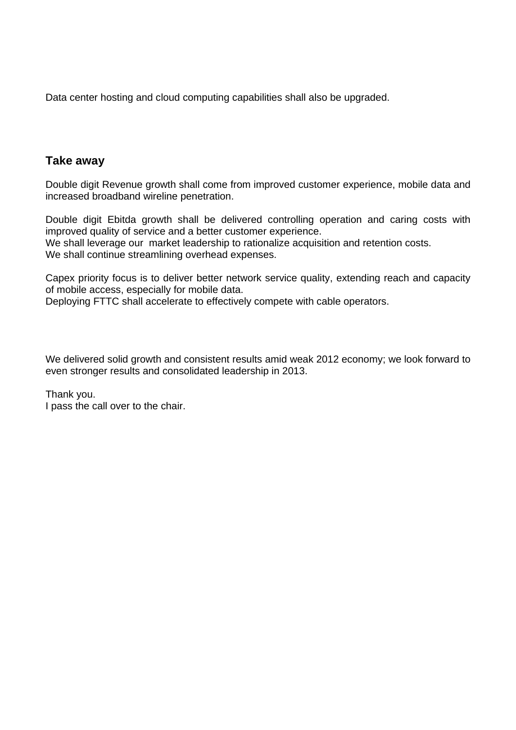Data center hosting and cloud computing capabilities shall also be upgraded.

## Take away

Double digit Revenue growth shall come from improved customer experience, mobile data and increased broadband wireline penetration.

Double digit Ebitda growth shall be delivered controlling operation and caring costs with improved quality of service and a better customer experience.
We shall leverage our market leadership to rationalize acquisition and retention costs.
We shall continue streamlining overhead expenses.

Capex priority focus is to deliver better network service quality, extending reach and capacity of mobile access, especially for mobile data.
Deploying FTTC shall accelerate to effectively compete with cable operators.

We delivered solid growth and consistent results amid weak 2012 economy; we look forward to even stronger results and consolidated leadership in 2013.

Thank you.
I pass the call over to the chair.